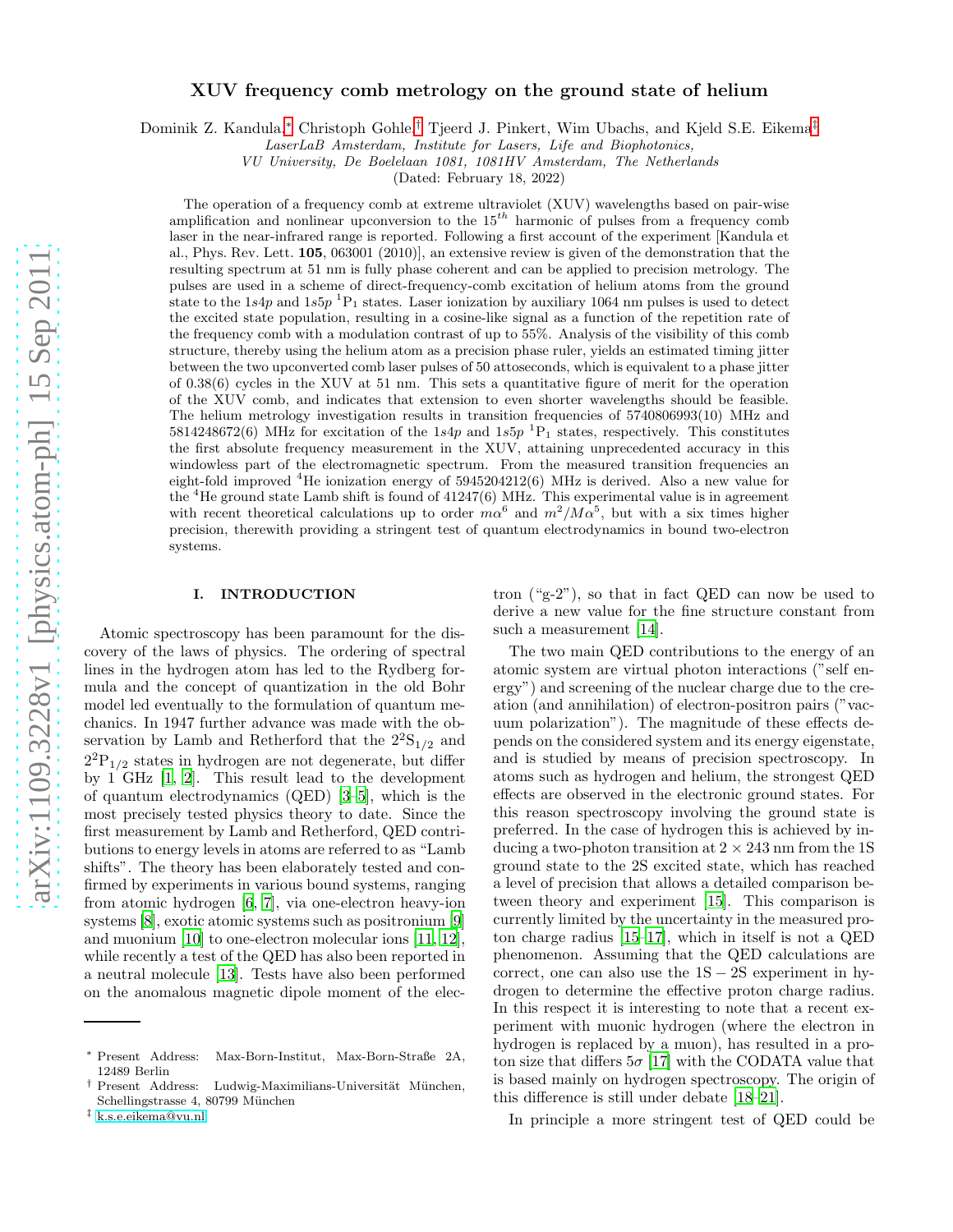# XUV frequency comb metrology on the ground state of helium

Dominik Z. Kandula,* Christoph Gohle,† Tjeerd J. Pinkert, Wim Ubachs, and Kjeld S.E. Eikema‡

*LaserLaB Amsterdam, Institute for Lasers, Life and Biophotonics, VU University, De Boelelaan 1081, 1081HV Amsterdam, The Netherlands*

(Dated: February 18, 2022)

The operation of a frequency comb at extreme ultraviolet (XUV) wavelengths based on pair-wise amplification and nonlinear upconversion to the $15^{th}$ harmonic of pulses from a frequency comb laser in the near-infrared range is reported. Following a first account of the experiment [Kandula et al., Phys. Rev. Lett. **105**, 063001 (2010)], an extensive review is given of the demonstration that the resulting spectrum at 51 nm is fully phase coherent and can be applied to precision metrology. The pulses are used in a scheme of direct-frequency-comb excitation of helium atoms from the ground state to the $1s4p$ and $1s5p$ $^1\mathrm{P}_1$ states. Laser ionization by auxiliary 1064 nm pulses is used to detect the excited state population, resulting in a cosine-like signal as a function of the repetition rate of the frequency comb with a modulation contrast of up to 55%. Analysis of the visibility of this comb structure, thereby using the helium atom as a precision phase ruler, yields an estimated timing jitter between the two upconverted comb laser pulses of 50 attoseconds, which is equivalent to a phase jitter of 0.38(6) cycles in the XUV at 51 nm. This sets a quantitative figure of merit for the operation of the XUV comb, and indicates that extension to even shorter wavelengths should be feasible. The helium metrology investigation results in transition frequencies of 5740806993(10) MHz and 5814248672(6) MHz for excitation of the $1s4p$ and $1s5p$ $^1\mathrm{P}_1$ states, respectively. This constitutes the first absolute frequency measurement in the XUV, attaining unprecedented accuracy in this windowless part of the electromagnetic spectrum. From the measured transition frequencies an eight-fold improved $^4$He ionization energy of 5945204212(6) MHz is derived. Also a new value for the $^4$He ground state Lamb shift is found of 41247(6) MHz. This experimental value is in agreement with recent theoretical calculations up to order $m\alpha^6$ and $m^2/M\alpha^5$, but with a six times higher precision, therewith providing a stringent test of quantum electrodynamics in bound two-electron systems.

## I. INTRODUCTION

Atomic spectroscopy has been paramount for the discovery of the laws of physics. The ordering of spectral lines in the hydrogen atom has led to the Rydberg formula and the concept of quantization in the old Bohr model led eventually to the formulation of quantum mechanics. In 1947 further advance was made with the observation by Lamb and Retherford that the $2^2\mathrm{S}_{1/2}$ and $2^2\mathrm{P}_{1/2}$ states in hydrogen are not degenerate, but differ by 1 GHz [1, 2]. This result lead to the development of quantum electrodynamics (QED) [3–5], which is the most precisely tested physics theory to date. Since the first measurement by Lamb and Retherford, QED contributions to energy levels in atoms are referred to as "Lamb shifts". The theory has been elaborately tested and confirmed by experiments in various bound systems, ranging from atomic hydrogen [6, 7], via one-electron heavy-ion systems [8], exotic atomic systems such as positronium [9] and muonium [10] to one-electron molecular ions [11, 12], while recently a test of the QED has also been reported in a neutral molecule [13]. Tests have also been performed on the anomalous magnetic dipole moment of the electron ("g-2"), so that in fact QED can now be used to derive a new value for the fine structure constant from such a measurement [14].

The two main QED contributions to the energy of an atomic system are virtual photon interactions ("self energy") and screening of the nuclear charge due to the creation (and annihilation) of electron-positron pairs ("vacuum polarization"). The magnitude of these effects depends on the considered system and its energy eigenstate, and is studied by means of precision spectroscopy. In atoms such as hydrogen and helium, the strongest QED effects are observed in the electronic ground states. For this reason spectroscopy involving the ground state is preferred. In the case of hydrogen this is achieved by inducing a two-photon transition at $2 \times 243$ nm from the 1S ground state to the 2S excited state, which has reached a level of precision that allows a detailed comparison between theory and experiment [15]. This comparison is currently limited by the uncertainty in the measured proton charge radius [15–17], which in itself is not a QED phenomenon. Assuming that the QED calculations are correct, one can also use the $1S - 2S$ experiment in hydrogen to determine the effective proton charge radius. In this respect it is interesting to note that a recent experiment with muonic hydrogen (where the electron in hydrogen is replaced by a muon), has resulted in a proton size that differs $5\sigma$ [17] with the CODATA value that is based mainly on hydrogen spectroscopy. The origin of this difference is still under debate [18–21].

In principle a more stringent test of QED could be

* Present Address: Max-Born-Institut, Max-Born-Straße 2A, 12489 Berlin
† Present Address: Ludwig-Maximilians-Universität München, Schellingstrasse 4, 80799 München
‡ k.s.e.eikema@vu.nl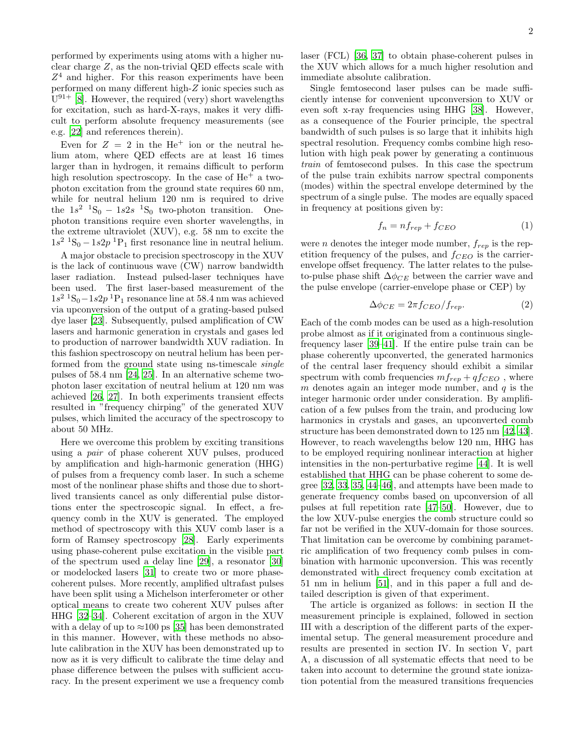performed by experiments using atoms with a higher nuclear charge $Z$, as the non-trivial QED effects scale with $Z^4$ and higher. For this reason experiments have been performed on many different high-$Z$ ionic species such as $U^{91+}$ [8]. However, the required (very) short wavelengths for excitation, such as hard-X-rays, makes it very difficult to perform absolute frequency measurements (see e.g. [22] and references therein).

Even for $Z = 2$ in the $He^+$ ion or the neutral helium atom, where QED effects are at least 16 times larger than in hydrogen, it remains difficult to perform high resolution spectroscopy. In the case of $He^+$ a two-photon excitation from the ground state requires 60 nm, while for neutral helium 120 nm is required to drive the $1s^2\ {}^1S_0 - 1s2s\ {}^1S_0$ two-photon transition. One-photon transitions require even shorter wavelengths, in the extreme ultraviolet (XUV), e.g. 58 nm to excite the $1s^2\ {}^1S_0 - 1s2p\ {}^1P_1$ first resonance line in neutral helium.

A major obstacle to precision spectroscopy in the XUV is the lack of continuous wave (CW) narrow bandwidth laser radiation. Instead pulsed-laser techniques have been used. The first laser-based measurement of the $1s^2\ {}^1S_0 - 1s2p\ {}^1P_1$ resonance line at 58.4 nm was achieved via upconversion of the output of a grating-based pulsed dye laser [23]. Subsequently, pulsed amplification of CW lasers and harmonic generation in crystals and gases led to production of narrower bandwidth XUV radiation. In this fashion spectroscopy on neutral helium has been performed from the ground state using ns-timescale *single* pulses of 58.4 nm [24, 25]. In an alternative scheme two-photon laser excitation of neutral helium at 120 nm was achieved [26, 27]. In both experiments transient effects resulted in "frequency chirping" of the generated XUV pulses, which limited the accuracy of the spectroscopy to about 50 MHz.

Here we overcome this problem by exciting transitions using a *pair* of phase coherent XUV pulses, produced by amplification and high-harmonic generation (HHG) of pulses from a frequency comb laser. In such a scheme most of the nonlinear phase shifts and those due to short-lived transients cancel as only differential pulse distortions enter the spectroscopic signal. In effect, a frequency comb in the XUV is generated. The employed method of spectroscopy with this XUV comb laser is a form of Ramsey spectroscopy [28]. Early experiments using phase-coherent pulse excitation in the visible part of the spectrum used a delay line [29], a resonator [30] or modelocked lasers [31] to create two or more phase-coherent pulses. More recently, amplified ultrafast pulses have been split using a Michelson interferometer or other optical means to create two coherent XUV pulses after HHG [32–34]. Coherent excitation of argon in the XUV with a delay of up to ≈100 ps [35] has been demonstrated in this manner. However, with these methods no absolute calibration in the XUV has been demonstrated up to now as it is very difficult to calibrate the time delay and phase difference between the pulses with sufficient accuracy. In the present experiment we use a frequency comb laser (FCL) [36, 37] to obtain phase-coherent pulses in the XUV which allows for a much higher resolution and immediate absolute calibration.

Single femtosecond laser pulses can be made sufficiently intense for convenient upconversion to XUV or even soft x-ray frequencies using HHG [38]. However, as a consequence of the Fourier principle, the spectral bandwidth of such pulses is so large that it inhibits high spectral resolution. Frequency combs combine high resolution with high peak power by generating a continuous *train* of femtosecond pulses. In this case the spectrum of the pulse train exhibits narrow spectral components (modes) within the spectral envelope determined by the spectrum of a single pulse. The modes are equally spaced in frequency at positions given by:

$$f_n = n f_{rep} + f_{CEO} \tag{1}$$

were $n$ denotes the integer mode number, $f_{rep}$ is the repetition frequency of the pulses, and $f_{CEO}$ is the carrier-envelope offset frequency. The latter relates to the pulse-to-pulse phase shift $\Delta\phi_{CE}$ between the carrier wave and the pulse envelope (carrier-envelope phase or CEP) by

$$\Delta\phi_{CE} = 2\pi f_{CEO}/f_{rep}. \tag{2}$$

Each of the comb modes can be used as a high-resolution probe almost as if it originated from a continuous single-frequency laser [39–41]. If the entire pulse train can be phase coherently upconverted, the generated harmonics of the central laser frequency should exhibit a similar spectrum with comb frequencies $m f_{rep} + q f_{CEO}$ , where $m$ denotes again an integer mode number, and $q$ is the integer harmonic order under consideration. By amplification of a few pulses from the train, and producing low harmonics in crystals and gases, an upconverted comb structure has been demonstrated down to 125 nm [42, 43]. However, to reach wavelengths below 120 nm, HHG has to be employed requiring nonlinear interaction at higher intensities in the non-perturbative regime [44]. It is well established that HHG can be phase coherent to some degree [32, 33, 35, 44–46], and attempts have been made to generate frequency combs based on upconversion of all pulses at full repetition rate [47–50]. However, due to the low XUV-pulse energies the comb structure could so far not be verified in the XUV-domain for those sources. That limitation can be overcome by combining parametric amplification of two frequency comb pulses in combination with harmonic upconversion. This was recently demonstrated with direct frequency comb excitation at 51 nm in helium [51], and in this paper a full and detailed description is given of that experiment.

The article is organized as follows: in section II the measurement principle is explained, followed in section III with a description of the different parts of the experimental setup. The general measurement procedure and results are presented in section IV. In section V, part A, a discussion of all systematic effects that need to be taken into account to determine the ground state ionization potential from the measured transitions frequencies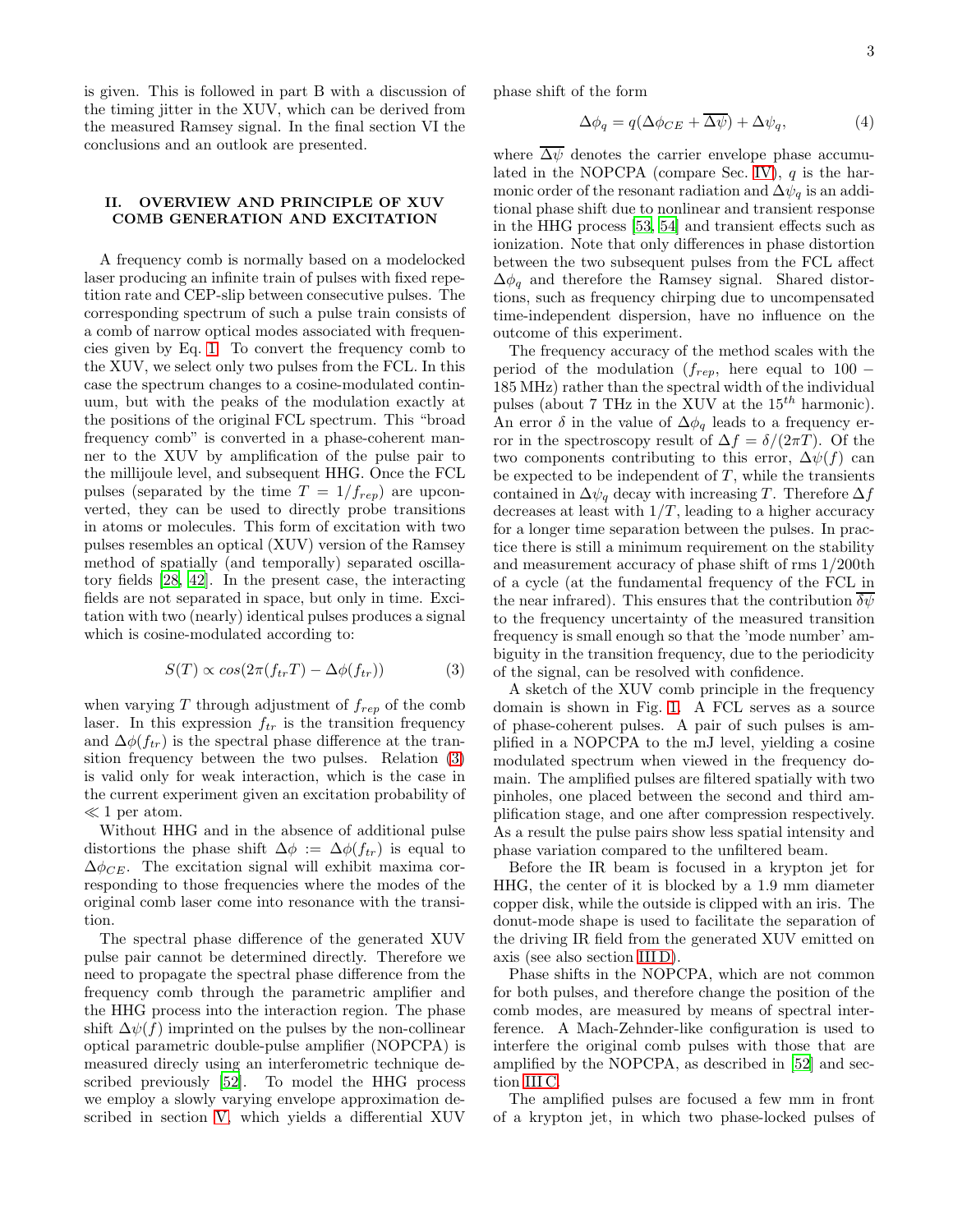is given. This is followed in part B with a discussion of the timing jitter in the XUV, which can be derived from the measured Ramsey signal. In the final section VI the conclusions and an outlook are presented.

## II. OVERVIEW AND PRINCIPLE OF XUV COMB GENERATION AND EXCITATION

A frequency comb is normally based on a modelocked laser producing an infinite train of pulses with fixed repetition rate and CEP-slip between consecutive pulses. The corresponding spectrum of such a pulse train consists of a comb of narrow optical modes associated with frequencies given by Eq. 1. To convert the frequency comb to the XUV, we select only two pulses from the FCL. In this case the spectrum changes to a cosine-modulated continuum, but with the peaks of the modulation exactly at the positions of the original FCL spectrum. This "broad frequency comb" is converted in a phase-coherent manner to the XUV by amplification of the pulse pair to the millijoule level, and subsequent HHG. Once the FCL pulses (separated by the time $T = 1/f_{rep}$) are upconverted, they can be used to directly probe transitions in atoms or molecules. This form of excitation with two pulses resembles an optical (XUV) version of the Ramsey method of spatially (and temporally) separated oscillatory fields [28, 42]. In the present case, the interacting fields are not separated in space, but only in time. Excitation with two (nearly) identical pulses produces a signal which is cosine-modulated according to:

$$S(T) \propto cos(2\pi(f_{tr}T) - \Delta\phi(f_{tr})) \tag{3}$$

when varying $T$ through adjustment of $f_{rep}$ of the comb laser. In this expression $f_{tr}$ is the transition frequency and $\Delta\phi(f_{tr})$ is the spectral phase difference at the transition frequency between the two pulses. Relation (3) is valid only for weak interaction, which is the case in the current experiment given an excitation probability of $\ll 1$ per atom.

Without HHG and in the absence of additional pulse distortions the phase shift $\Delta\phi := \Delta\phi(f_{tr})$ is equal to $\Delta\phi_{CE}$. The excitation signal will exhibit maxima corresponding to those frequencies where the modes of the original comb laser come into resonance with the transition.

The spectral phase difference of the generated XUV pulse pair cannot be determined directly. Therefore we need to propagate the spectral phase difference from the frequency comb through the parametric amplifier and the HHG process into the interaction region. The phase shift $\Delta\psi(f)$ imprinted on the pulses by the non-collinear optical parametric double-pulse amplifier (NOPCPA) is measured direcly using an interferometric technique described previously [52]. To model the HHG process we employ a slowly varying envelope approximation described in section V, which yields a differential XUV phase shift of the form

$$\Delta\phi_q = q(\Delta\phi_{CE} + \overline{\Delta\psi}) + \Delta\psi_q, \tag{4}$$

where $\overline{\Delta\psi}$ denotes the carrier envelope phase accumulated in the NOPCPA (compare Sec. IV), $q$ is the harmonic order of the resonant radiation and $\Delta\psi_q$ is an additional phase shift due to nonlinear and transient response in the HHG process [53, 54] and transient effects such as ionization. Note that only differences in phase distortion between the two subsequent pulses from the FCL affect $\Delta\phi_q$ and therefore the Ramsey signal. Shared distortions, such as frequency chirping due to uncompensated time-independent dispersion, have no influence on the outcome of this experiment.

The frequency accuracy of the method scales with the period of the modulation ($f_{rep}$, here equal to 100 − 185 MHz) rather than the spectral width of the individual pulses (about 7 THz in the XUV at the $15^{th}$ harmonic). An error $\delta$ in the value of $\Delta\phi_q$ leads to a frequency error in the spectroscopy result of $\Delta f = \delta/(2\pi T)$. Of the two components contributing to this error, $\Delta\psi(f)$ can be expected to be independent of $T$, while the transients contained in $\Delta\psi_q$ decay with increasing $T$. Therefore $\Delta f$ decreases at least with $1/T$, leading to a higher accuracy for a longer time separation between the pulses. In practice there is still a minimum requirement on the stability and measurement accuracy of phase shift of rms 1/200th of a cycle (at the fundamental frequency of the FCL in the near infrared). This ensures that the contribution $\overline{\delta\psi}$ to the frequency uncertainty of the measured transition frequency is small enough so that the 'mode number' ambiguity in the transition frequency, due to the periodicity of the signal, can be resolved with confidence.

A sketch of the XUV comb principle in the frequency domain is shown in Fig. 1. A FCL serves as a source of phase-coherent pulses. A pair of such pulses is amplified in a NOPCPA to the mJ level, yielding a cosine modulated spectrum when viewed in the frequency domain. The amplified pulses are filtered spatially with two pinholes, one placed between the second and third amplification stage, and one after compression respectively. As a result the pulse pairs show less spatial intensity and phase variation compared to the unfiltered beam.

Before the IR beam is focused in a krypton jet for HHG, the center of it is blocked by a 1.9 mm diameter copper disk, while the outside is clipped with an iris. The donut-mode shape is used to facilitate the separation of the driving IR field from the generated XUV emitted on axis (see also section III D).

Phase shifts in the NOPCPA, which are not common for both pulses, and therefore change the position of the comb modes, are measured by means of spectral interference. A Mach-Zehnder-like configuration is used to interfere the original comb pulses with those that are amplified by the NOPCPA, as described in [52] and section III C.

The amplified pulses are focused a few mm in front of a krypton jet, in which two phase-locked pulses of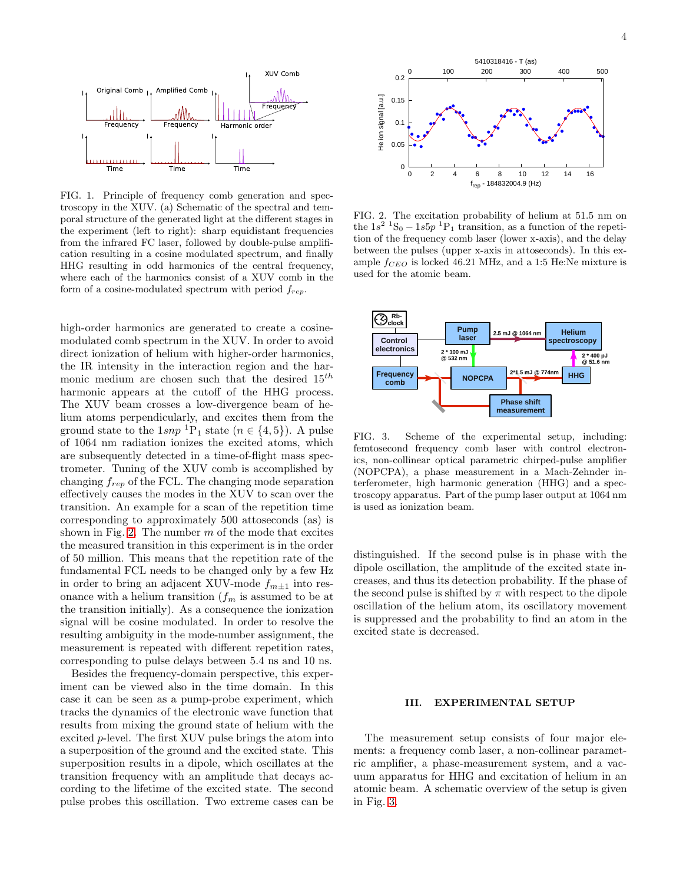FIG. 1. Principle of frequency comb generation and spectroscopy in the XUV. (a) Schematic of the spectral and temporal structure of the generated light at the different stages in the experiment (left to right): sharp equidistant frequencies from the infrared FC laser, followed by double-pulse amplification resulting in a cosine modulated spectrum, and finally HHG resulting in odd harmonics of the central frequency, where each of the harmonics consist of a XUV comb in the form of a cosine-modulated spectrum with period $f_{rep}$.

high-order harmonics are generated to create a cosine-modulated comb spectrum in the XUV. In order to avoid direct ionization of helium with higher-order harmonics, the IR intensity in the interaction region and the harmonic medium are chosen such that the desired $15^{th}$ harmonic appears at the cutoff of the HHG process. The XUV beam crosses a low-divergence beam of helium atoms perpendicularly, and excites them from the ground state to the $1snp\ ^1\mathrm{P}_1$ state ($n \in \{4, 5\}$). A pulse of 1064 nm radiation ionizes the excited atoms, which are subsequently detected in a time-of-flight mass spectrometer. Tuning of the XUV comb is accomplished by changing $f_{rep}$ of the FCL. The changing mode separation effectively causes the modes in the XUV to scan over the transition. An example for a scan of the repetition time corresponding to approximately 500 attoseconds (as) is shown in Fig. 2. The number $m$ of the mode that excites the measured transition in this experiment is in the order of 50 million. This means that the repetition rate of the fundamental FCL needs to be changed only by a few Hz in order to bring an adjacent XUV-mode $f_{m\pm1}$ into resonance with a helium transition ($f_m$ is assumed to be at the transition initially). As a consequence the ionization signal will be cosine modulated. In order to resolve the resulting ambiguity in the mode-number assignment, the measurement is repeated with different repetition rates, corresponding to pulse delays between 5.4 ns and 10 ns.

Besides the frequency-domain perspective, this experiment can be viewed also in the time domain. In this case it can be seen as a pump-probe experiment, which tracks the dynamics of the electronic wave function that results from mixing the ground state of helium with the excited $p$-level. The first XUV pulse brings the atom into a superposition of the ground and the excited state. This superposition results in a dipole, which oscillates at the transition frequency with an amplitude that decays according to the lifetime of the excited state. The second pulse probes this oscillation. Two extreme cases can be distinguished. If the second pulse is in phase with the dipole oscillation, the amplitude of the excited state increases, and thus its detection probability. If the phase of the second pulse is shifted by $\pi$ with respect to the dipole oscillation of the helium atom, its oscillatory movement is suppressed and the probability to find an atom in the excited state is decreased.

FIG. 2. The excitation probability of helium at 51.5 nm on the $1s^2\ ^1\mathrm{S}_0 - 1s5p\ ^1\mathrm{P}_1$ transition, as a function of the repetition of the frequency comb laser (lower x-axis), and the delay between the pulses (upper x-axis in attoseconds). In this example $f_{CEO}$ is locked 46.21 MHz, and a 1:5 He:Ne mixture is used for the atomic beam.

FIG. 3. Scheme of the experimental setup, including: femtosecond frequency comb laser with control electronics, non-collinear optical parametric chirped-pulse amplifier (NOPCPA), a phase measurement in a Mach-Zehnder interferometer, high harmonic generation (HHG) and a spectroscopy apparatus. Part of the pump laser output at 1064 nm is used as ionization beam.

## III. EXPERIMENTAL SETUP

The measurement setup consists of four major elements: a frequency comb laser, a non-collinear parametric amplifier, a phase-measurement system, and a vacuum apparatus for HHG and excitation of helium in an atomic beam. A schematic overview of the setup is given in Fig. 3.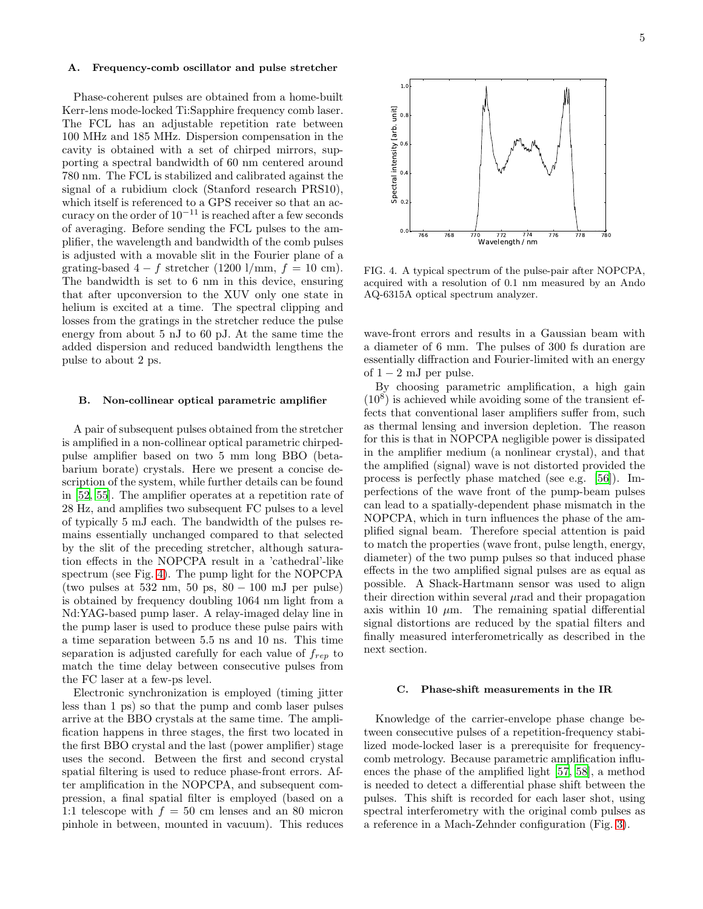### A. Frequency-comb oscillator and pulse stretcher

Phase-coherent pulses are obtained from a home-built Kerr-lens mode-locked Ti:Sapphire frequency comb laser. The FCL has an adjustable repetition rate between 100 MHz and 185 MHz. Dispersion compensation in the cavity is obtained with a set of chirped mirrors, supporting a spectral bandwidth of 60 nm centered around 780 nm. The FCL is stabilized and calibrated against the signal of a rubidium clock (Stanford research PRS10), which itself is referenced to a GPS receiver so that an accuracy on the order of $10^{-11}$ is reached after a few seconds of averaging. Before sending the FCL pulses to the amplifier, the wavelength and bandwidth of the comb pulses is adjusted with a movable slit in the Fourier plane of a grating-based $4-f$ stretcher (1200 l/mm, $f = 10$ cm). The bandwidth is set to 6 nm in this device, ensuring that after upconversion to the XUV only one state in helium is excited at a time. The spectral clipping and losses from the gratings in the stretcher reduce the pulse energy from about 5 nJ to 60 pJ. At the same time the added dispersion and reduced bandwidth lengthens the pulse to about 2 ps.

### B. Non-collinear optical parametric amplifier

A pair of subsequent pulses obtained from the stretcher is amplified in a non-collinear optical parametric chirped-pulse amplifier based on two 5 mm long BBO (beta-barium borate) crystals. Here we present a concise description of the system, while further details can be found in [52, 55]. The amplifier operates at a repetition rate of 28 Hz, and amplifies two subsequent FC pulses to a level of typically 5 mJ each. The bandwidth of the pulses remains essentially unchanged compared to that selected by the slit of the preceding stretcher, although saturation effects in the NOPCPA result in a 'cathedral'-like spectrum (see Fig. 4). The pump light for the NOPCPA (two pulses at 532 nm, 50 ps, $80-100$ mJ per pulse) is obtained by frequency doubling 1064 nm light from a Nd:YAG-based pump laser. A relay-imaged delay line in the pump laser is used to produce these pulse pairs with a time separation between 5.5 ns and 10 ns. This time separation is adjusted carefully for each value of $f_{rep}$ to match the time delay between consecutive pulses from the FC laser at a few-ps level.

Electronic synchronization is employed (timing jitter less than 1 ps) so that the pump and comb laser pulses arrive at the BBO crystals at the same time. The amplification happens in three stages, the first two located in the first BBO crystal and the last (power amplifier) stage uses the second. Between the first and second crystal spatial filtering is used to reduce phase-front errors. After amplification in the NOPCPA, and subsequent compression, a final spatial filter is employed (based on a 1:1 telescope with $f = 50$ cm lenses and an 80 micron pinhole in between, mounted in vacuum). This reduces wave-front errors and results in a Gaussian beam with a diameter of 6 mm. The pulses of 300 fs duration are essentially diffraction and Fourier-limited with an energy of $1-2$ mJ per pulse.

1.0
0.8
0.6
0.4
0.2
0.0
Spectral intensity [arb. unit]
766 768 770 772 774 776 778 780
Wavelength / nm

FIG. 4. A typical spectrum of the pulse-pair after NOPCPA, acquired with a resolution of 0.1 nm measured by an Ando AQ-6315A optical spectrum analyzer.

By choosing parametric amplification, a high gain ($10^8$) is achieved while avoiding some of the transient effects that conventional laser amplifiers suffer from, such as thermal lensing and inversion depletion. The reason for this is that in NOPCPA negligible power is dissipated in the amplifier medium (a nonlinear crystal), and that the amplified (signal) wave is not distorted provided the process is perfectly phase matched (see e.g. [56]). Imperfections of the wave front of the pump-beam pulses can lead to a spatially-dependent phase mismatch in the NOPCPA, which in turn influences the phase of the amplified signal beam. Therefore special attention is paid to match the properties (wave front, pulse length, energy, diameter) of the two pump pulses so that induced phase effects in the two amplified signal pulses are as equal as possible. A Shack-Hartmann sensor was used to align their direction within several $\mu$rad and their propagation axis within 10 $\mu$m. The remaining spatial differential signal distortions are reduced by the spatial filters and finally measured interferometrically as described in the next section.

### C. Phase-shift measurements in the IR

Knowledge of the carrier-envelope phase change between consecutive pulses of a repetition-frequency stabilized mode-locked laser is a prerequisite for frequency-comb metrology. Because parametric amplification influences the phase of the amplified light [57, 58], a method is needed to detect a differential phase shift between the pulses. This shift is recorded for each laser shot, using spectral interferometry with the original comb pulses as a reference in a Mach-Zehnder configuration (Fig. 3).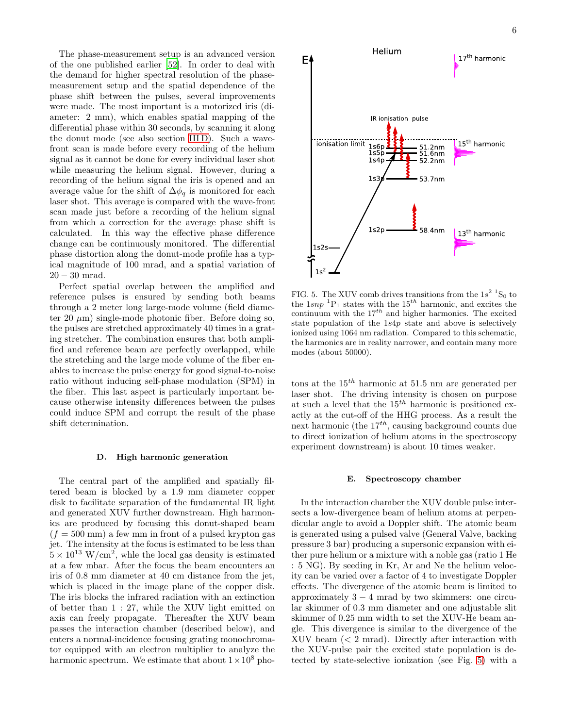The phase-measurement setup is an advanced version of the one published earlier [52]. In order to deal with the demand for higher spectral resolution of the phase-measurement setup and the spatial dependence of the phase shift between the pulses, several improvements were made. The most important is a motorized iris (diameter: 2 mm), which enables spatial mapping of the differential phase within 30 seconds, by scanning it along the donut mode (see also section III D). Such a wave-front scan is made before every recording of the helium signal as it cannot be done for every individual laser shot while measuring the helium signal. However, during a recording of the helium signal the iris is opened and an average value for the shift of $\Delta\phi_q$ is monitored for each laser shot. This average is compared with the wave-front scan made just before a recording of the helium signal from which a correction for the average phase shift is calculated. In this way the effective phase difference change can be continuously monitored. The differential phase distortion along the donut-mode profile has a typical magnitude of 100 mrad, and a spatial variation of $20-30$ mrad.

Perfect spatial overlap between the amplified and reference pulses is ensured by sending both beams through a 2 meter long large-mode volume (field diameter 20 $\mu$m) single-mode photonic fiber. Before doing so, the pulses are stretched approximately 40 times in a grating stretcher. The combination ensures that both amplified and reference beam are perfectly overlapped, while the stretching and the large mode volume of the fiber enables to increase the pulse energy for good signal-to-noise ratio without inducing self-phase modulation (SPM) in the fiber. This last aspect is particularly important because otherwise intensity differences between the pulses could induce SPM and corrupt the result of the phase shift determination.

### D. High harmonic generation

The central part of the amplified and spatially filtered beam is blocked by a 1.9 mm diameter copper disk to facilitate separation of the fundamental IR light and generated XUV further downstream. High harmonics are produced by focusing this donut-shaped beam ($f = 500$ mm) a few mm in front of a pulsed krypton gas jet. The intensity at the focus is estimated to be less than $5 \times 10^{13}$ W/cm$^2$, whle the local gas density is estimated at a few mbar. After the focus the beam encounters an iris of 0.8 mm diameter at 40 cm distance from the jet, which is placed in the image plane of the copper disk. The iris blocks the infrared radiation with an extinction of better than 1 : 27, while the XUV light emitted on axis can freely propagate. Thereafter the XUV beam passes the interaction chamber (described below), and enters a normal-incidence focusing grating monochromator equipped with an electron multiplier to analyze the harmonic spectrum. We estimate that about $1\times10^8$ photons at the $15^{th}$ harmonic at 51.5 nm are generated per laser shot. The driving intensity is chosen on purpose at such a level that the $15^{th}$ harmonic is positioned exactly at the cut-off of the HHG process. As a result the next harmonic (the $17^{th}$, causing background counts due to direct ionization of helium atoms in the spectroscopy experiment downstream) is about 10 times weaker.

Helium
E
17th harmonic
IR ionisation pulse
ionisation limit
1s6p
1s5p
1s4p
51.2nm
51.6nm
52.2nm
15th harmonic
1s3p
53.7nm
1s2p
58.4nm
13th harmonic
1s2s
1s2

FIG. 5. The XUV comb drives transitions from the $1s^2\ ^1S_0$ to the $1snp\ ^1P_1$ states with the $15^{th}$ harmonic, and excites the continuum with the $17^{th}$ and higher harmonics. The excited state population of the $1s4p$ state and above is selectively ionized using 1064 nm radiation. Compared to this schematic, the harmonics are in reality narrower, and contain many more modes (about 50000).

### E. Spectroscopy chamber

In the interaction chamber the XUV double pulse intersects a low-divergence beam of helium atoms at perpendicular angle to avoid a Doppler shift. The atomic beam is generated using a pulsed valve (General Valve, backing pressure 3 bar) producing a supersonic expansion with either pure helium or a mixture with a noble gas (ratio 1 He : 5 NG). By seeding in Kr, Ar and Ne the helium velocity can be varied over a factor of 4 to investigate Doppler effects. The divergence of the atomic beam is limited to approximately $3-4$ mrad by two skimmers: one circular skimmer of 0.3 mm diameter and one adjustable slit skimmer of 0.25 mm width to set the XUV-He beam angle. This divergence is similar to the divergence of the XUV beam ($< 2$ mrad). Directly after interaction with the XUV-pulse pair the excited state population is detected by state-selective ionization (see Fig. 5) with a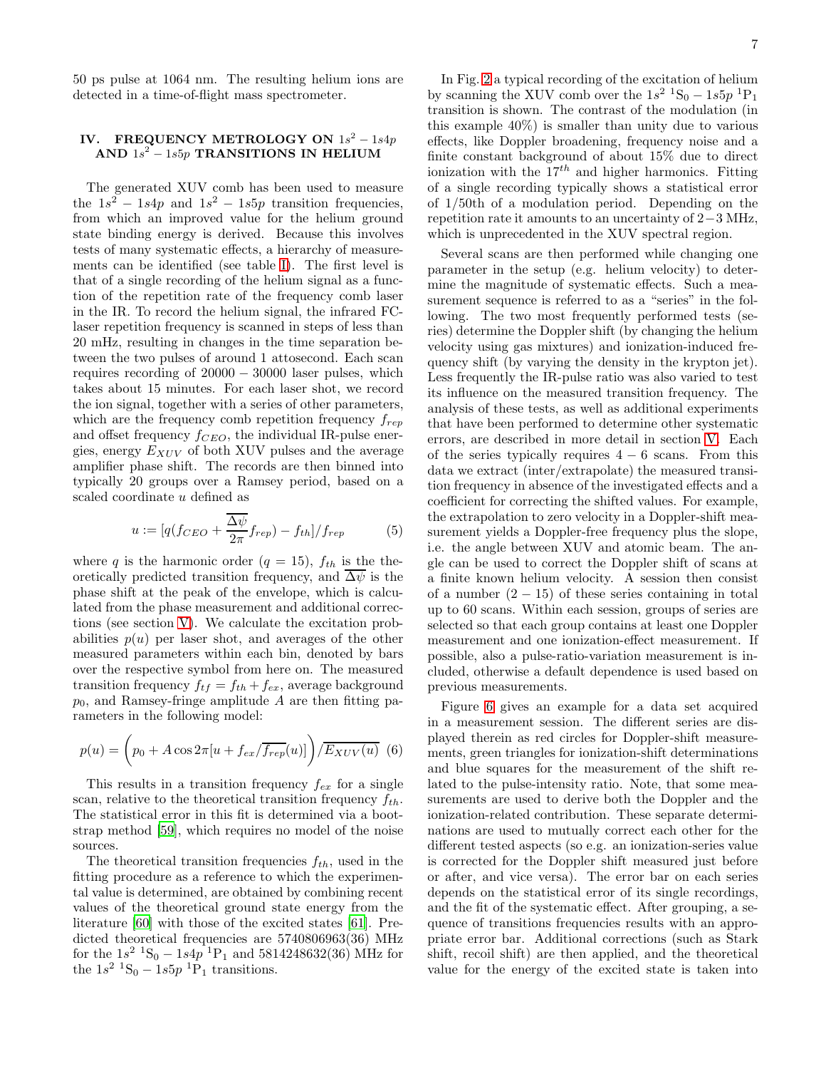50 ps pulse at 1064 nm. The resulting helium ions are detected in a time-of-flight mass spectrometer.

## IV. FREQUENCY METROLOGY ON $1s^2 - 1s4p$ AND $1s^2 - 1s5p$ TRANSITIONS IN HELIUM

The generated XUV comb has been used to measure the $1s^2 - 1s4p$ and $1s^2 - 1s5p$ transition frequencies, from which an improved value for the helium ground state binding energy is derived. Because this involves tests of many systematic effects, a hierarchy of measurements can be identified (see table I). The first level is that of a single recording of the helium signal as a function of the repetition rate of the frequency comb laser in the IR. To record the helium signal, the infrared FC-laser repetition frequency is scanned in steps of less than 20 mHz, resulting in changes in the time separation between the two pulses of around 1 attosecond. Each scan requires recording of $20000 - 30000$ laser pulses, which takes about 15 minutes. For each laser shot, we record the ion signal, together with a series of other parameters, which are the frequency comb repetition frequency $f_{rep}$ and offset frequency $f_{CEO}$, the individual IR-pulse energies, energy $E_{XUV}$ of both XUV pulses and the average amplifier phase shift. The records are then binned into typically 20 groups over a Ramsey period, based on a scaled coordinate $u$ defined as

$$u := [q(f_{CEO} + \frac{\overline{\Delta\psi}}{2\pi} f_{rep}) - f_{th}]/f_{rep} \tag{5}$$

where $q$ is the harmonic order ($q = 15$), $f_{th}$ is the theoretically predicted transition frequency, and $\overline{\Delta\psi}$ is the phase shift at the peak of the envelope, which is calculated from the phase measurement and additional corrections (see section V). We calculate the excitation probabilities $p(u)$ per laser shot, and averages of the other measured parameters within each bin, denoted by bars over the respective symbol from here on. The measured transition frequency $f_{tf} = f_{th} + f_{ex}$, average background $p_0$, and Ramsey-fringe amplitude $A$ are then fitting parameters in the following model:

$$p(u) = \left(p_0 + A\cos 2\pi[u + f_{ex}/\overline{f_{rep}}(u)]\right)/\overline{E_{XUV}(u)} \tag{6}$$

This results in a transition frequency $f_{ex}$ for a single scan, relative to the theoretical transition frequency $f_{th}$. The statistical error in this fit is determined via a bootstrap method [59], which requires no model of the noise sources.

The theoretical transition frequencies $f_{th}$, used in the fitting procedure as a reference to which the experimental value is determined, are obtained by combining recent values of the theoretical ground state energy from the literature [60] with those of the excited states [61]. Predicted theoretical frequencies are 5740806963(36) MHz for the $1s^2\ ^1\mathrm{S}_0 - 1s4p\ ^1\mathrm{P}_1$ and 5814248632(36) MHz for the $1s^2\ ^1\mathrm{S}_0 - 1s5p\ ^1\mathrm{P}_1$ transitions.

In Fig. 2 a typical recording of the excitation of helium by scanning the XUV comb over the $1s^2\ ^1\mathrm{S}_0 - 1s5p\ ^1\mathrm{P}_1$ transition is shown. The contrast of the modulation (in this example 40%) is smaller than unity due to various effects, like Doppler broadening, frequency noise and a finite constant background of about 15% due to direct ionization with the $17^{th}$ and higher harmonics. Fitting of a single recording typically shows a statistical error of 1/50th of a modulation period. Depending on the repetition rate it amounts to an uncertainty of $2-3$ MHz, which is unprecedented in the XUV spectral region.

Several scans are then performed while changing one parameter in the setup (e.g. helium velocity) to determine the magnitude of systematic effects. Such a measurement sequence is referred to as a "series" in the following. The two most frequently performed tests (series) determine the Doppler shift (by changing the helium velocity using gas mixtures) and ionization-induced frequency shift (by varying the density in the krypton jet). Less frequently the IR-pulse ratio was also varied to test its influence on the measured transition frequency. The analysis of these tests, as well as additional experiments that have been performed to determine other systematic errors, are described in more detail in section V. Each of the series typically requires $4 - 6$ scans. From this data we extract (inter/extrapolate) the measured transition frequency in absence of the investigated effects and a coefficient for correcting the shifted values. For example, the extrapolation to zero velocity in a Doppler-shift measurement yields a Doppler-free frequency plus the slope, i.e. the angle between XUV and atomic beam. The angle can be used to correct the Doppler shift of scans at a finite known helium velocity. A session then consist of a number $(2 - 15)$ of these series containing in total up to 60 scans. Within each session, groups of series are selected so that each group contains at least one Doppler measurement and one ionization-effect measurement. If possible, also a pulse-ratio-variation measurement is included, otherwise a default dependence is used based on previous measurements.

Figure 6 gives an example for a data set acquired in a measurement session. The different series are displayed therein as red circles for Doppler-shift measurements, green triangles for ionization-shift determinations and blue squares for the measurement of the shift related to the pulse-intensity ratio. Note, that some measurements are used to derive both the Doppler and the ionization-related contribution. These separate determinations are used to mutually correct each other for the different tested aspects (so e.g. an ionization-series value is corrected for the Doppler shift measured just before or after, and vice versa). The error bar on each series depends on the statistical error of its single recordings, and the fit of the systematic effect. After grouping, a sequence of transitions frequencies results with an appropriate error bar. Additional corrections (such as Stark shift, recoil shift) are then applied, and the theoretical value for the energy of the excited state is taken into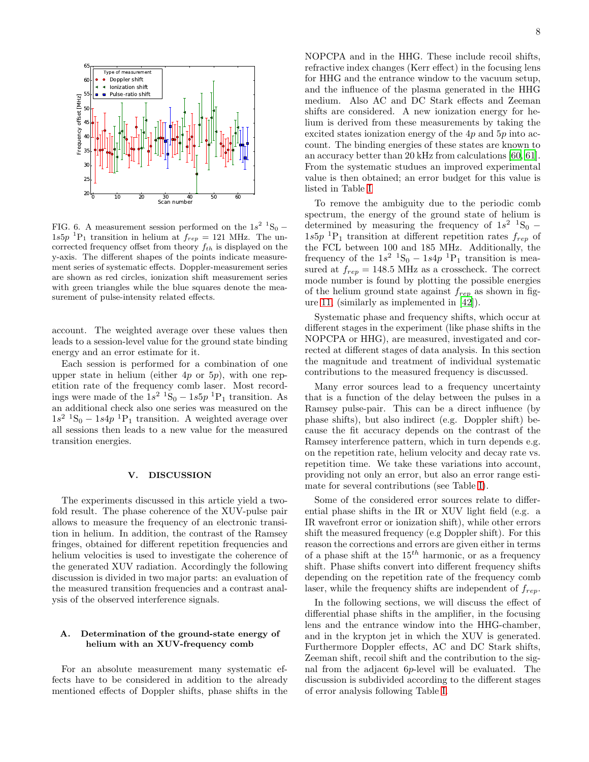65
60
55
50
45
40
35
30
25
20
Frequency offset [MHz]
0
10
20
30
40
50
60
Scan number
Type of measurement
Doppler shift
Ionization shift
Pulse-ratio shift

FIG. 6. A measurement session performed on the $1s^2\ ^1\mathrm{S}_0 - 1s5p\ ^1\mathrm{P}_1$ transition in helium at $f_{rep} = 121$ MHz. The uncorrected frequency offset from theory $f_{th}$ is displayed on the y-axis. The different shapes of the points indicate measurement series of systematic effects. Doppler-measurement series are shown as red circles, ionization shift measurement series with green triangles while the blue squares denote the measurement of pulse-intensity related effects.

account. The weighted average over these values then leads to a session-level value for the ground state binding energy and an error estimate for it.

Each session is performed for a combination of one upper state in helium (either $4p$ or $5p$), with one repetition rate of the frequency comb laser. Most recordings were made of the $1s^2\ ^1\mathrm{S}_0 - 1s5p\ ^1\mathrm{P}_1$ transition. As an additional check also one series was measured on the $1s^2\ ^1\mathrm{S}_0 - 1s4p\ ^1\mathrm{P}_1$ transition. A weighted average over all sessions then leads to a new value for the measured transition energies.

## V. DISCUSSION

The experiments discussed in this article yield a twofold result. The phase coherence of the XUV-pulse pair allows to measure the frequency of an electronic transition in helium. In addition, the contrast of the Ramsey fringes, obtained for different repetition frequencies and helium velocities is used to investigate the coherence of the generated XUV radiation. Accordingly the following discussion is divided in two major parts: an evaluation of the measured transition frequencies and a contrast analysis of the observed interference signals.

### A. Determination of the ground-state energy of helium with an XUV-frequency comb

For an absolute measurement many systematic effects have to be considered in addition to the already mentioned effects of Doppler shifts, phase shifts in the NOPCPA and in the HHG. These include recoil shifts, refractive index changes (Kerr effect) in the focusing lens for HHG and the entrance window to the vacuum setup, and the influence of the plasma generated in the HHG medium. Also AC and DC Stark effects and Zeeman shifts are considered. A new ionization energy for helium is derived from these measurements by taking the excited states ionization energy of the $4p$ and $5p$ into account. The binding energies of these states are known to an accuracy better than 20 kHz from calculations [60, 61]. From the systematic studues an improved experimental value is then obtained; an error budget for this value is listed in Table I.

To remove the ambiguity due to the periodic comb spectrum, the energy of the ground state of helium is determined by measuring the frequency of $1s^2\ ^1\mathrm{S}_0 - 1s5p\ ^1\mathrm{P}_1$ transition at different repetition rates $f_{rep}$ of the FCL between 100 and 185 MHz. Additionally, the frequency of the $1s^2\ ^1\mathrm{S}_0 - 1s4p\ ^1\mathrm{P}_1$ transition is measured at $f_{rep} = 148.5$ MHz as a crosscheck. The correct mode number is found by plotting the possible energies of the helium ground state against $f_{rep}$ as shown in figure 11, (similarly as implemented in [42]).

Systematic phase and frequency shifts, which occur at different stages in the experiment (like phase shifts in the NOPCPA or HHG), are measured, investigated and corrected at different stages of data analysis. In this section the magnitude and treatment of individual systematic contributions to the measured frequency is discussed.

Many error sources lead to a frequency uncertainty that is a function of the delay between the pulses in a Ramsey pulse-pair. This can be a direct influence (by phase shifts), but also indirect (e.g. Doppler shift) because the fit accuracy depends on the contrast of the Ramsey interference pattern, which in turn depends e.g. on the repetition rate, helium velocity and decay rate vs. repetition time. We take these variations into account, providing not only an error, but also an error range estimate for several contributions (see Table I).

Some of the considered error sources relate to differential phase shifts in the IR or XUV light field (e.g. a IR wavefront error or ionization shift), while other errors shift the measured frequency (e.g Doppler shift). For this reason the corrections and errors are given either in terms of a phase shift at the $15^{th}$ harmonic, or as a frequency shift. Phase shifts convert into different frequency shifts depending on the repetition rate of the frequency comb laser, while the frequency shifts are independent of $f_{rep}$.

In the following sections, we will discuss the effect of differential phase shifts in the amplifier, in the focusing lens and the entrance window into the HHG-chamber, and in the krypton jet in which the XUV is generated. Furthermore Doppler effects, AC and DC Stark shifts, Zeeman shift, recoil shift and the contribution to the signal from the adjacent $6p$-level will be evaluated. The discussion is subdivided according to the different stages of error analysis following Table I.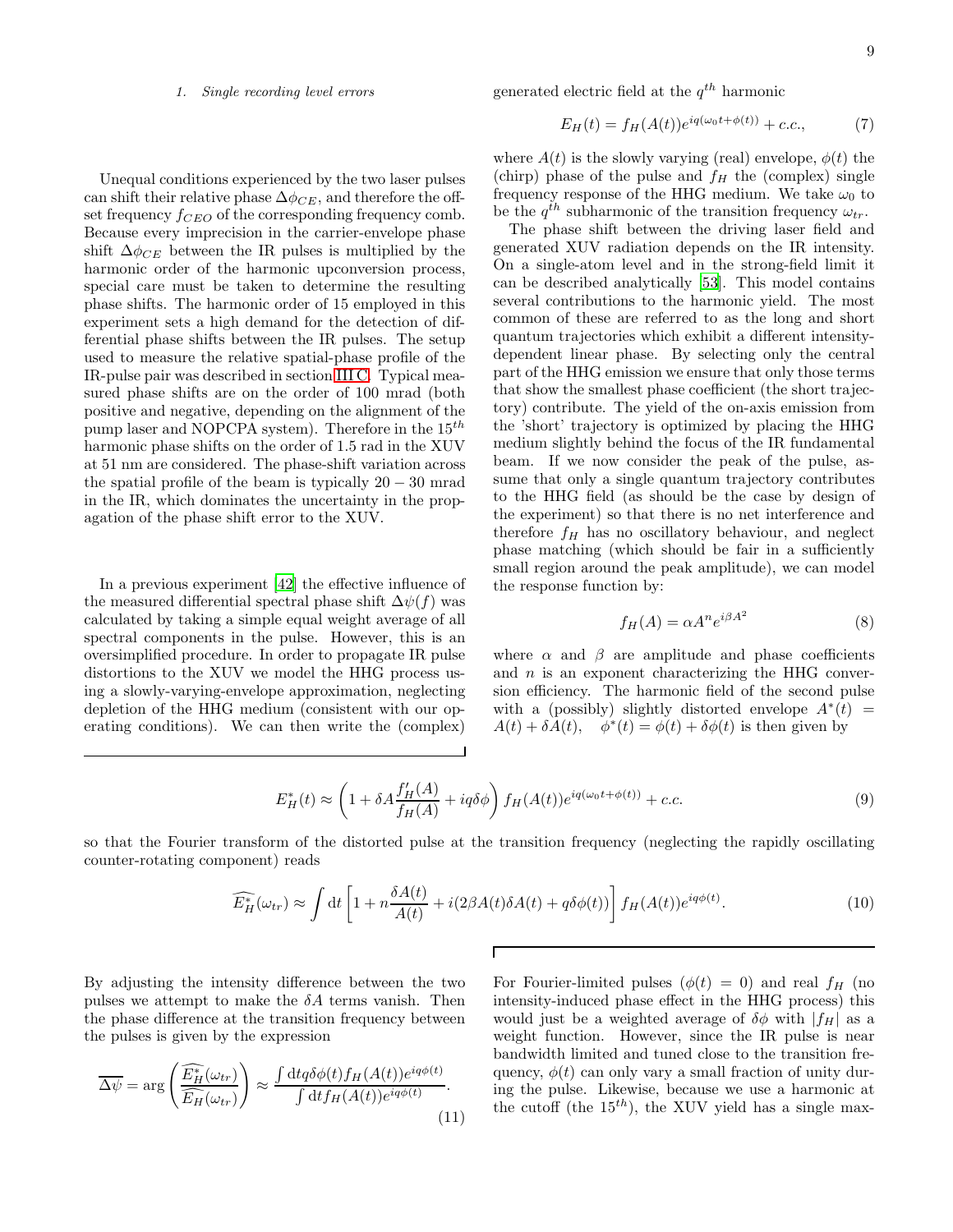#### 1. Single recording level errors

Unequal conditions experienced by the two laser pulses can shift their relative phase $\Delta\phi_{CE}$, and therefore the offset frequency $f_{CEO}$ of the corresponding frequency comb. Because every imprecision in the carrier-envelope phase shift $\Delta\phi_{CE}$ between the IR pulses is multiplied by the harmonic order of the harmonic upconversion process, special care must be taken to determine the resulting phase shifts. The harmonic order of 15 employed in this experiment sets a high demand for the detection of differential phase shifts between the IR pulses. The setup used to measure the relative spatial-phase profile of the IR-pulse pair was described in section III C. Typical measured phase shifts are on the order of 100 mrad (both positive and negative, depending on the alignment of the pump laser and NOPCPA system). Therefore in the $15^{th}$ harmonic phase shifts on the order of 1.5 rad in the XUV at 51 nm are considered. The phase-shift variation across the spatial profile of the beam is typically $20-30$ mrad in the IR, which dominates the uncertainty in the propagation of the phase shift error to the XUV.

In a previous experiment [42] the effective influence of the measured differential spectral phase shift $\Delta\psi(f)$ was calculated by taking a simple equal weight average of all spectral components in the pulse. However, this is an oversimplified procedure. In order to propagate IR pulse distortions to the XUV we model the HHG process using a slowly-varying-envelope approximation, neglecting depletion of the HHG medium (consistent with our operating conditions). We can then write the (complex) generated electric field at the $q^{th}$ harmonic

$$E_H(t) = f_H(A(t))e^{iq(\omega_0 t+\phi(t))} + c.c., \tag{7}$$

where $A(t)$ is the slowly varying (real) envelope, $\phi(t)$ the (chirp) phase of the pulse and $f_H$ the (complex) single frequency response of the HHG medium. We take $\omega_0$ to be the $q^{th}$ subharmonic of the transition frequency $\omega_{tr}$.

The phase shift between the driving laser field and generated XUV radiation depends on the IR intensity. On a single-atom level and in the strong-field limit it can be described analytically [53]. This model contains several contributions to the harmonic yield. The most common of these are referred to as the long and short quantum trajectories which exhibit a different intensity-dependent linear phase. By selecting only the central part of the HHG emission we ensure that only those terms that show the smallest phase coefficient (the short trajectory) contribute. The yield of the on-axis emission from the 'short' trajectory is optimized by placing the HHG medium slightly behind the focus of the IR fundamental beam. If we now consider the peak of the pulse, assume that only a single quantum trajectory contributes to the HHG field (as should be the case by design of the experiment) so that there is no net interference and therefore $f_H$ has no oscillatory behaviour, and neglect phase matching (which should be fair in a sufficiently small region around the peak amplitude), we can model the response function by:

$$f_H(A) = \alpha A^n e^{i\beta A^2} \tag{8}$$

where $\alpha$ and $\beta$ are amplitude and phase coefficients and $n$ is an exponent characterizing the HHG conversion efficiency. The harmonic field of the second pulse with a (possibly) slightly distorted envelope $A^*(t) = A(t) + \delta A(t), \quad \phi^*(t) = \phi(t) + \delta\phi(t)$ is then given by

$$E_H^*(t) \approx \left(1 + \delta A \frac{f_H'(A)}{f_H(A)} + iq\delta\phi\right) f_H(A(t))e^{iq(\omega_0 t+\phi(t))} + c.c. \tag{9}$$

so that the Fourier transform of the distorted pulse at the transition frequency (neglecting the rapidly oscillating counter-rotating component) reads

$$\widehat{E_H^*}(\omega_{tr}) \approx \int \mathrm{d}t \left[1 + n\frac{\delta A(t)}{A(t)} + i(2\beta A(t)\delta A(t) + q\delta\phi(t))\right] f_H(A(t))e^{iq\phi(t)}. \tag{10}$$

By adjusting the intensity difference between the two pulses we attempt to make the $\delta A$ terms vanish. Then the phase difference at the transition frequency between the pulses is given by the expression

$$\overline{\Delta\psi} = \arg\left(\frac{\widehat{E_H^*}(\omega_{tr})}{\widehat{E_H}(\omega_{tr})}\right) \approx \frac{\int \mathrm{d}tq\delta\phi(t)f_H(A(t))e^{iq\phi(t)}}{\int \mathrm{d}tf_H(A(t))e^{iq\phi(t)}}. \tag{11}$$

For Fourier-limited pulses ($\phi(t) = 0$) and real $f_H$ (no intensity-induced phase effect in the HHG process) this would just be a weighted average of $\delta\phi$ with $|f_H|$ as a weight function. However, since the IR pulse is near bandwidth limited and tuned close to the transition frequency, $\phi(t)$ can only vary a small fraction of unity during the pulse. Likewise, because we use a harmonic at the cutoff (the $15^{th}$), the XUV yield has a single max-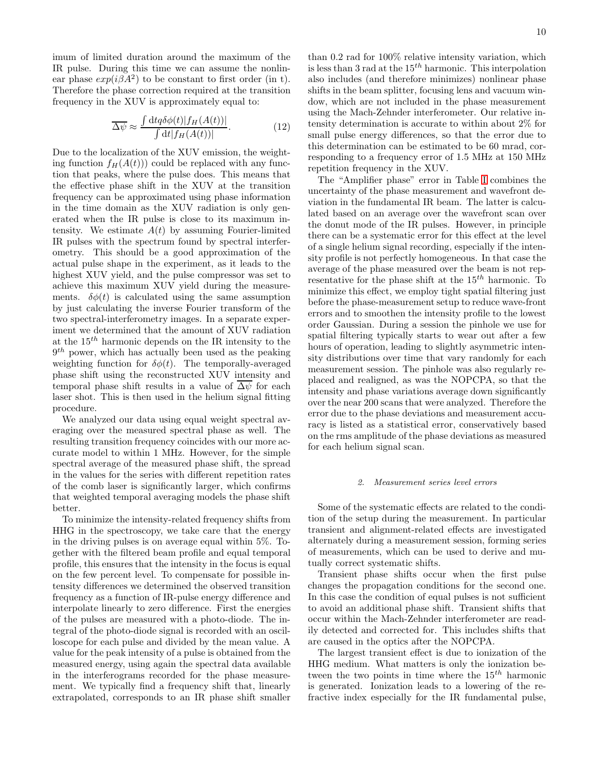imum of limited duration around the maximum of the IR pulse. During this time we can assume the nonlinear phase $exp(i\beta A^2)$ to be constant to first order (in t). Therefore the phase correction required at the transition frequency in the XUV is approximately equal to:

$$\overline{\Delta\psi} \approx \frac{\int \mathrm{d}tq\delta\phi(t)|f_H(A(t))|}{\int \mathrm{d}t|f_H(A(t))|}. \tag{12}$$

Due to the localization of the XUV emission, the weighting function $f_H(A(t)))$ could be replaced with any function that peaks, where the pulse does. This means that the effective phase shift in the XUV at the transition frequency can be approximated using phase information in the time domain as the XUV radiation is only generated when the IR pulse is close to its maximum intensity. We estimate $A(t)$ by assuming Fourier-limited IR pulses with the spectrum found by spectral interferometry. This should be a good approximation of the actual pulse shape in the experiment, as it leads to the highest XUV yield, and the pulse compressor was set to achieve this maximum XUV yield during the measurements. $\delta\phi(t)$ is calculated using the same assumption by just calculating the inverse Fourier transform of the two spectral-interferometry images. In a separate experiment we determined that the amount of XUV radiation at the $15^{th}$ harmonic depends on the IR intensity to the $9^{th}$ power, which has actually been used as the peaking weighting function for $\delta\phi(t)$. The temporally-averaged phase shift using the reconstructed XUV intensity and temporal phase shift results in a value of $\overline{\Delta\psi}$ for each laser shot. This is then used in the helium signal fitting procedure.

We analyzed our data using equal weight spectral averaging over the measured spectral phase as well. The resulting transition frequency coincides with our more accurate model to within 1 MHz. However, for the simple spectral average of the measured phase shift, the spread in the values for the series with different repetition rates of the comb laser is significantly larger, which confirms that weighted temporal averaging models the phase shift better.

To minimize the intensity-related frequency shifts from HHG in the spectroscopy, we take care that the energy in the driving pulses is on average equal within 5%. Together with the filtered beam profile and equal temporal profile, this ensures that the intensity in the focus is equal on the few percent level. To compensate for possible intensity differences we determined the observed transition frequency as a function of IR-pulse energy difference and interpolate linearly to zero difference. First the energies of the pulses are measured with a photo-diode. The integral of the photo-diode signal is recorded with an oscilloscope for each pulse and divided by the mean value. A value for the peak intensity of a pulse is obtained from the measured energy, using again the spectral data available in the interferograms recorded for the phase measurement. We typically find a frequency shift that, linearly extrapolated, corresponds to an IR phase shift smaller than 0.2 rad for 100% relative intensity variation, which is less than 3 rad at the $15^{th}$ harmonic. This interpolation also includes (and therefore minimizes) nonlinear phase shifts in the beam splitter, focusing lens and vacuum window, which are not included in the phase measurement using the Mach-Zehnder interferometer. Our relative intensity determination is accurate to within about 2% for small pulse energy differences, so that the error due to this determination can be estimated to be 60 mrad, corresponding to a frequency error of 1.5 MHz at 150 MHz repetition frequency in the XUV.

The "Amplifier phase" error in Table I combines the uncertainty of the phase measurement and wavefront deviation in the fundamental IR beam. The latter is calculated based on an average over the wavefront scan over the donut mode of the IR pulses. However, in principle there can be a systematic error for this effect at the level of a single helium signal recording, especially if the intensity profile is not perfectly homogeneous. In that case the average of the phase measured over the beam is not representative for the phase shift at the $15^{th}$ harmonic. To minimize this effect, we employ tight spatial filtering just before the phase-measurement setup to reduce wave-front errors and to smoothen the intensity profile to the lowest order Gaussian. During a session the pinhole we use for spatial filtering typically starts to wear out after a few hours of operation, leading to slightly asymmetric intensity distributions over time that vary randomly for each measurement session. The pinhole was also regularly replaced and realigned, as was the NOPCPA, so that the intensity and phase variations average down significantly over the near 200 scans that were analyzed. Therefore the error due to the phase deviations and measurement accuracy is listed as a statistical error, conservatively based on the rms amplitude of the phase deviations as measured for each helium signal scan.

### 2. *Measurement series level errors*

Some of the systematic effects are related to the condition of the setup during the measurement. In particular transient and alignment-related effects are investigated alternately during a measurement session, forming series of measurements, which can be used to derive and mutually correct systematic shifts.

Transient phase shifts occur when the first pulse changes the propagation conditions for the second one. In this case the condition of equal pulses is not sufficient to avoid an additional phase shift. Transient shifts that occur within the Mach-Zehnder interferometer are readily detected and corrected for. This includes shifts that are caused in the optics after the NOPCPA.

The largest transient effect is due to ionization of the HHG medium. What matters is only the ionization between the two points in time where the $15^{th}$ harmonic is generated. Ionization leads to a lowering of the refractive index especially for the IR fundamental pulse,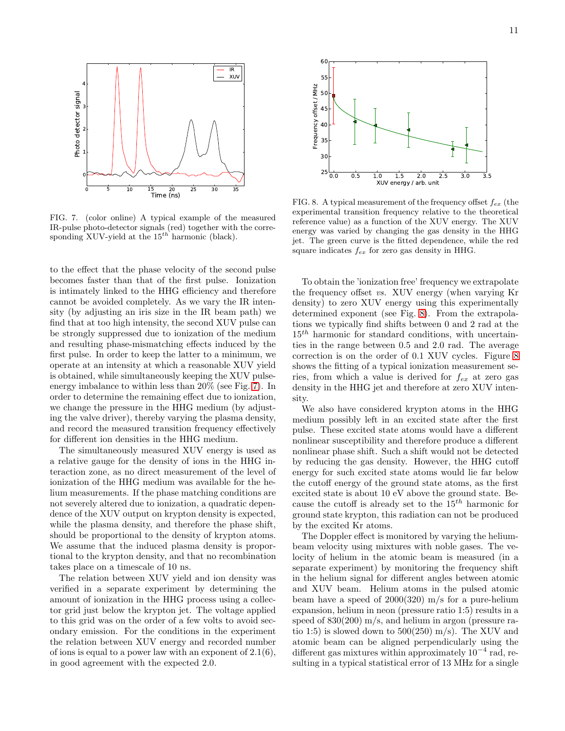IR
XUV
Photo detector signal
Time (ns)
0
1
2
3
4
0 5 10 15 20 25 30 35

FIG. 7. (color online) A typical example of the measured IR-pulse photo-detector signals (red) together with the corresponding XUV-yield at the $15^{th}$ harmonic (black).

Frequency offset / MHz
XUV energy / arb. unit
25 30 35 40 45 50 55 60
0.0 0.5 1.0 1.5 2.0 2.5 3.0 3.5

FIG. 8. A typical measurement of the frequency offset $f_{ex}$ (the experimental transition frequency relative to the theoretical reference value) as a function of the XUV energy. The XUV energy was varied by changing the gas density in the HHG jet. The green curve is the fitted dependence, while the red square indicates $f_{ex}$ for zero gas density in HHG.

to the effect that the phase velocity of the second pulse becomes faster than that of the first pulse. Ionization is intimately linked to the HHG efficiency and therefore cannot be avoided completely. As we vary the IR intensity (by adjusting an iris size in the IR beam path) we find that at too high intensity, the second XUV pulse can be strongly suppressed due to ionization of the medium and resulting phase-mismatching effects induced by the first pulse. In order to keep the latter to a minimum, we operate at an intensity at which a reasonable XUV yield is obtained, while simultaneously keeping the XUV pulse-energy imbalance to within less than 20% (see Fig. 7). In order to determine the remaining effect due to ionization, we change the pressure in the HHG medium (by adjusting the valve driver), thereby varying the plasma density, and record the measured transition frequency effectively for different ion densities in the HHG medium.

The simultaneously measured XUV energy is used as a relative gauge for the density of ions in the HHG interaction zone, as no direct measurement of the level of ionization of the HHG medium was available for the helium measurements. If the phase matching conditions are not severely altered due to ionization, a quadratic dependence of the XUV output on krypton density is expected, while the plasma density, and therefore the phase shift, should be proportional to the density of krypton atoms. We assume that the induced plasma density is proportional to the krypton density, and that no recombination takes place on a timescale of 10 ns.

The relation between XUV yield and ion density was verified in a separate experiment by determining the amount of ionization in the HHG process using a collector grid just below the krypton jet. The voltage applied to this grid was on the order of a few volts to avoid secondary emission. For the conditions in the experiment the relation between XUV energy and recorded number of ions is equal to a power law with an exponent of 2.1(6), in good agreement with the expected 2.0.

To obtain the 'ionization free' frequency we extrapolate the frequency offset *vs.* XUV energy (when varying Kr density) to zero XUV energy using this experimentally determined exponent (see Fig. 8). From the extrapolations we typically find shifts between 0 and 2 rad at the $15^{th}$ harmonic for standard conditions, with uncertainties in the range between 0.5 and 2.0 rad. The average correction is on the order of 0.1 XUV cycles. Figure 8 shows the fitting of a typical ionization measurement series, from which a value is derived for $f_{ex}$ at zero gas density in the HHG jet and therefore at zero XUV intensity.

We also have considered krypton atoms in the HHG medium possibly left in an excited state after the first pulse. These excited state atoms would have a different nonlinear susceptibility and therefore produce a different nonlinear phase shift. Such a shift would not be detected by reducing the gas density. However, the HHG cutoff energy for such excited state atoms would lie far below the cutoff energy of the ground state atoms, as the first excited state is about 10 eV above the ground state. Because the cutoff is already set to the $15^{th}$ harmonic for ground state krypton, this radiation can not be produced by the excited Kr atoms.

The Doppler effect is monitored by varying the helium-beam velocity using mixtures with noble gases. The velocity of helium in the atomic beam is measured (in a separate experiment) by monitoring the frequency shift in the helium signal for different angles between atomic and XUV beam. Helium atoms in the pulsed atomic beam have a speed of 2000(320) m/s for a pure-helium expansion, helium in neon (pressure ratio 1:5) results in a speed of 830(200) m/s, and helium in argon (pressure ratio 1:5) is slowed down to 500(250) m/s). The XUV and atomic beam can be aligned perpendicularly using the different gas mixtures within approximately $10^{-4}$ rad, resulting in a typical statistical error of 13 MHz for a single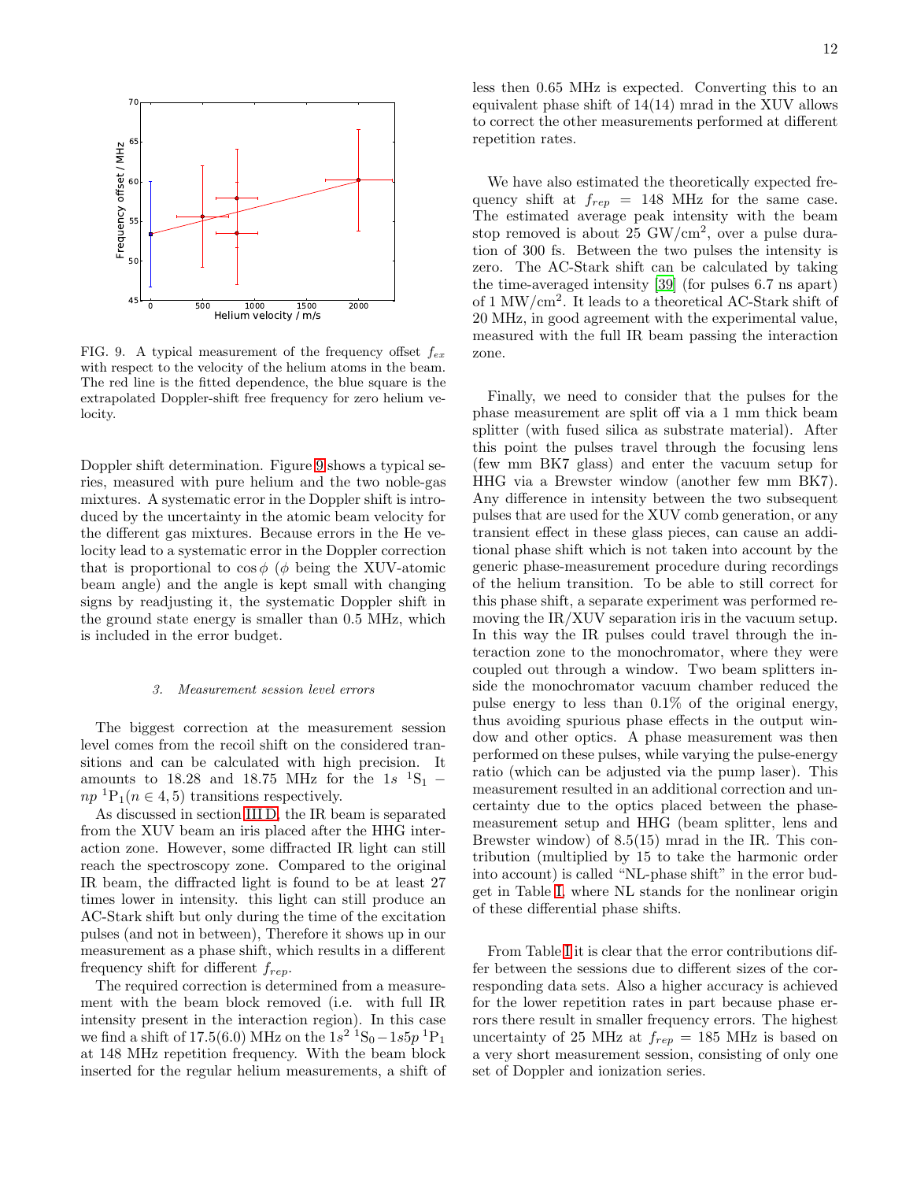Frequency offset / MHz

70

65

60

55

50

45

0

500

1000

1500

2000

Helium velocity / m/s

FIG. 9. A typical measurement of the frequency offset $f_{ex}$ with respect to the velocity of the helium atoms in the beam. The red line is the fitted dependence, the blue square is the extrapolated Doppler-shift free frequency for zero helium velocity.

Doppler shift determination. Figure 9 shows a typical series, measured with pure helium and the two noble-gas mixtures. A systematic error in the Doppler shift is introduced by the uncertainty in the atomic beam velocity for the different gas mixtures. Because errors in the He velocity lead to a systematic error in the Doppler correction that is proportional to $\cos\phi$ ($\phi$ being the XUV-atomic beam angle) and the angle is kept small with changing signs by readjusting it, the systematic Doppler shift in the ground state energy is smaller than 0.5 MHz, which is included in the error budget.

#### 3. Measurement session level errors

The biggest correction at the measurement session level comes from the recoil shift on the considered transitions and can be calculated with high precision. It amounts to 18.28 and 18.75 MHz for the $1s\ ^1\mathrm{S}_1 - np\ ^1\mathrm{P}_1 (n \in 4, 5)$ transitions respectively.

As discussed in section III D, the IR beam is separated from the XUV beam an iris placed after the HHG interaction zone. However, some diffracted IR light can still reach the spectroscopy zone. Compared to the original IR beam, the diffracted light is found to be at least 27 times lower in intensity. this light can still produce an AC-Stark shift but only during the time of the excitation pulses (and not in between), Therefore it shows up in our measurement as a phase shift, which results in a different frequency shift for different $f_{rep}$.

The required correction is determined from a measurement with the beam block removed (i.e. with full IR intensity present in the interaction region). In this case we find a shift of 17.5(6.0) MHz on the $1s^2\ ^1\mathrm{S}_0 - 1s5p\ ^1\mathrm{P}_1$ at 148 MHz repetition frequency. With the beam block inserted for the regular helium measurements, a shift of less then 0.65 MHz is expected. Converting this to an equivalent phase shift of 14(14) mrad in the XUV allows to correct the other measurements performed at different repetition rates.

We have also estimated the theoretically expected frequency shift at $f_{rep}$ = 148 MHz for the same case. The estimated average peak intensity with the beam stop removed is about 25 GW/cm$^2$, over a pulse duration of 300 fs. Between the two pulses the intensity is zero. The AC-Stark shift can be calculated by taking the time-averaged intensity [39] (for pulses 6.7 ns apart) of 1 MW/cm$^2$. It leads to a theoretical AC-Stark shift of 20 MHz, in good agreement with the experimental value, measured with the full IR beam passing the interaction zone.

Finally, we need to consider that the pulses for the phase measurement are split off via a 1 mm thick beam splitter (with fused silica as substrate material). After this point the pulses travel through the focusing lens (few mm BK7 glass) and enter the vacuum setup for HHG via a Brewster window (another few mm BK7). Any difference in intensity between the two subsequent pulses that are used for the XUV comb generation, or any transient effect in these glass pieces, can cause an additional phase shift which is not taken into account by the generic phase-measurement procedure during recordings of the helium transition. To be able to still correct for this phase shift, a separate experiment was performed removing the IR/XUV separation iris in the vacuum setup. In this way the IR pulses could travel through the interaction zone to the monochromator, where they were coupled out through a window. Two beam splitters inside the monochromator vacuum chamber reduced the pulse energy to less than 0.1% of the original energy, thus avoiding spurious phase effects in the output window and other optics. A phase measurement was then performed on these pulses, while varying the pulse-energy ratio (which can be adjusted via the pump laser). This measurement resulted in an additional correction and uncertainty due to the optics placed between the phase-measurement setup and HHG (beam splitter, lens and Brewster window) of 8.5(15) mrad in the IR. This contribution (multiplied by 15 to take the harmonic order into account) is called "NL-phase shift" in the error budget in Table I, where NL stands for the nonlinear origin of these differential phase shifts.

From Table I it is clear that the error contributions differ between the sessions due to different sizes of the corresponding data sets. Also a higher accuracy is achieved for the lower repetition rates in part because phase errors there result in smaller frequency errors. The highest uncertainty of 25 MHz at $f_{rep}$ = 185 MHz is based on a very short measurement session, consisting of only one set of Doppler and ionization series.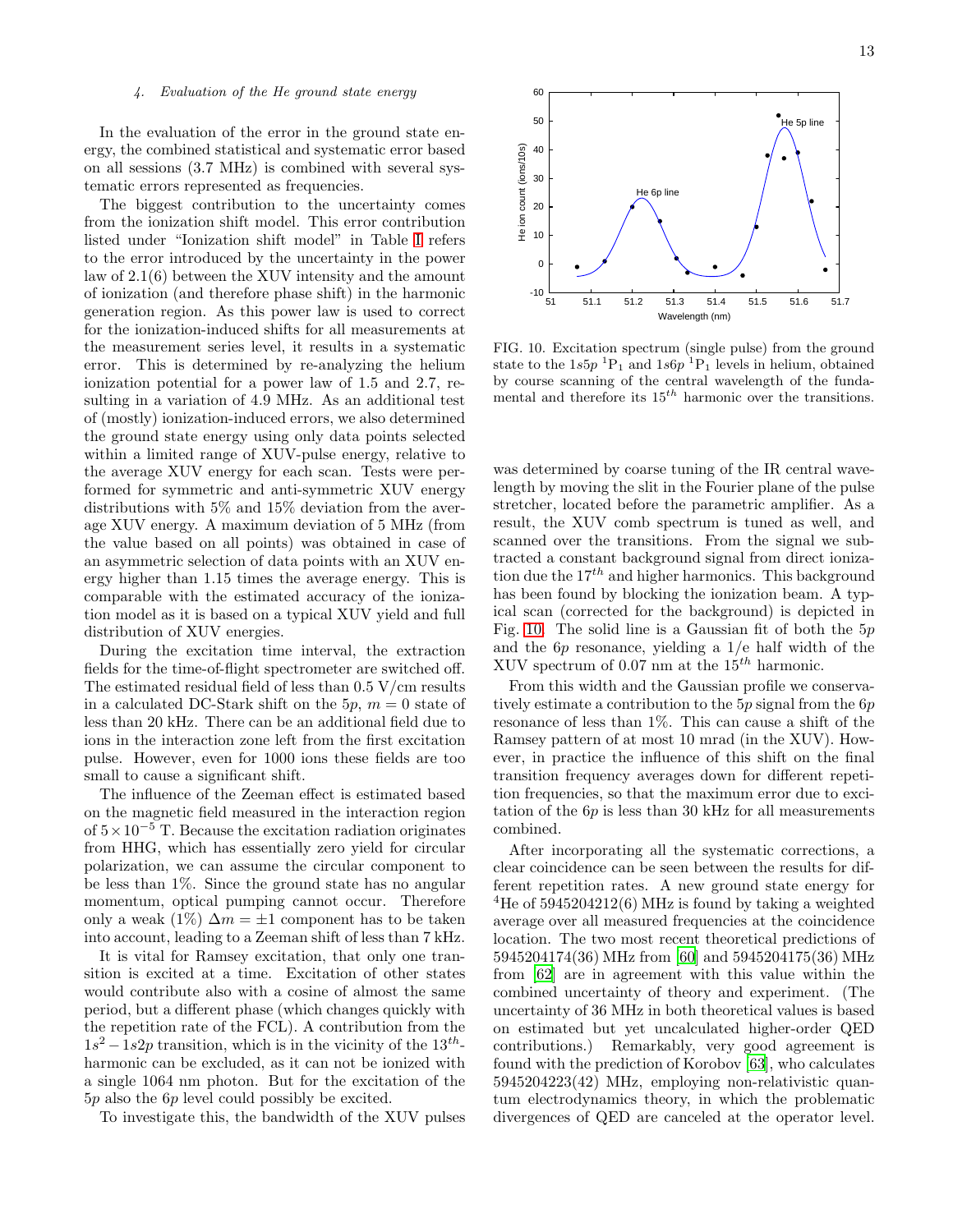#### 4. Evaluation of the He ground state energy

In the evaluation of the error in the ground state energy, the combined statistical and systematic error based on all sessions (3.7 MHz) is combined with several systematic errors represented as frequencies.

The biggest contribution to the uncertainty comes from the ionization shift model. This error contribution listed under "Ionization shift model" in Table I refers to the error introduced by the uncertainty in the power law of 2.1(6) between the XUV intensity and the amount of ionization (and therefore phase shift) in the harmonic generation region. As this power law is used to correct for the ionization-induced shifts for all measurements at the measurement series level, it results in a systematic error. This is determined by re-analyzing the helium ionization potential for a power law of 1.5 and 2.7, resulting in a variation of 4.9 MHz. As an additional test of (mostly) ionization-induced errors, we also determined the ground state energy using only data points selected within a limited range of XUV-pulse energy, relative to the average XUV energy for each scan. Tests were performed for symmetric and anti-symmetric XUV energy distributions with 5% and 15% deviation from the average XUV energy. A maximum deviation of 5 MHz (from the value based on all points) was obtained in case of an asymmetric selection of data points with an XUV energy higher than 1.15 times the average energy. This is comparable with the estimated accuracy of the ionization model as it is based on a typical XUV yield and full distribution of XUV energies.

During the excitation time interval, the extraction fields for the time-of-flight spectrometer are switched off. The estimated residual field of less than 0.5 V/cm results in a calculated DC-Stark shift on the $5p$, $m = 0$ state of less than 20 kHz. There can be an additional field due to ions in the interaction zone left from the first excitation pulse. However, even for 1000 ions these fields are too small to cause a significant shift.

The influence of the Zeeman effect is estimated based on the magnetic field measured in the interaction region of $5 \times 10^{-5}$ T. Because the excitation radiation originates from HHG, which has essentially zero yield for circular polarization, we can assume the circular component to be less than 1%. Since the ground state has no angular momentum, optical pumping cannot occur. Therefore only a weak (1%) $\Delta m = \pm 1$ component has to be taken into account, leading to a Zeeman shift of less than 7 kHz.

It is vital for Ramsey excitation, that only one transition is excited at a time. Excitation of other states would contribute also with a cosine of almost the same period, but a different phase (which changes quickly with the repetition rate of the FCL). A contribution from the $1s^2 - 1s2p$ transition, which is in the vicinity of the $13^{th}$-harmonic can be excluded, as it can not be ionized with a single 1064 nm photon. But for the excitation of the $5p$ also the $6p$ level could possibly be excited.

To investigate this, the bandwidth of the XUV pulses

He ion count (ions/10s)
Wavelength (nm)
He 6p line
He 5p line
60
50
40
30
20
10
0
-10
51
51.1
51.2
51.3
51.4
51.5
51.6
51.7

FIG. 10. Excitation spectrum (single pulse) from the ground state to the $1s5p\ ^1\mathrm{P}_1$ and $1s6p\ ^1\mathrm{P}_1$ levels in helium, obtained by course scanning of the central wavelength of the fundamental and therefore its $15^{th}$ harmonic over the transitions.

was determined by coarse tuning of the IR central wavelength by moving the slit in the Fourier plane of the pulse stretcher, located before the parametric amplifier. As a result, the XUV comb spectrum is tuned as well, and scanned over the transitions. From the signal we subtracted a constant background signal from direct ionization due the $17^{th}$ and higher harmonics. This background has been found by blocking the ionization beam. A typical scan (corrected for the background) is depicted in Fig. 10. The solid line is a Gaussian fit of both the $5p$ and the $6p$ resonance, yielding a 1/e half width of the XUV spectrum of 0.07 nm at the $15^{th}$ harmonic.

From this width and the Gaussian profile we conservatively estimate a contribution to the $5p$ signal from the $6p$ resonance of less than 1%. This can cause a shift of the Ramsey pattern of at most 10 mrad (in the XUV). However, in practice the influence of this shift on the final transition frequency averages down for different repetition frequencies, so that the maximum error due to excitation of the $6p$ is less than 30 kHz for all measurements combined.

After incorporating all the systematic corrections, a clear coincidence can be seen between the results for different repetition rates. A new ground state energy for $^4$He of 5945204212(6) MHz is found by taking a weighted average over all measured frequencies at the coincidence location. The two most recent theoretical predictions of 5945204174(36) MHz from [60] and 5945204175(36) MHz from [62] are in agreement with this value within the combined uncertainty of theory and experiment. (The uncertainty of 36 MHz in both theoretical values is based on estimated but yet uncalculated higher-order QED contributions.) Remarkably, very good agreement is found with the prediction of Korobov [63], who calculates 5945204223(42) MHz, employing non-relativistic quantum electrodynamics theory, in which the problematic divergences of QED are canceled at the operator level.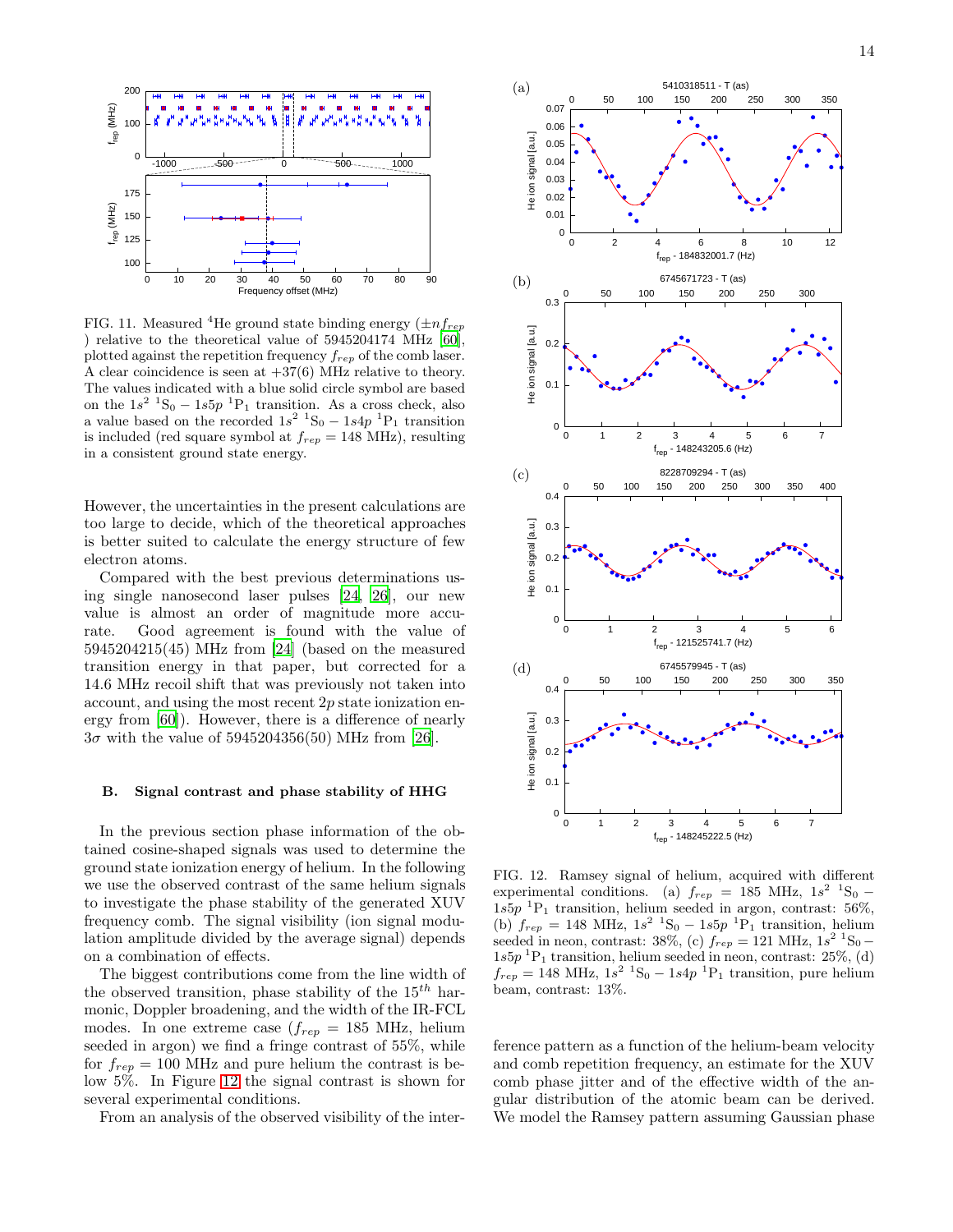200

150

100

50

0

$f_{rep}$ (MHz)

-1000 -500 0 500 1000

175

150

125

100

$f_{rep}$ (MHz)

0 10 20 30 40 50 60 70 80 90

Frequency offset (MHz)

FIG. 11. Measured $^4$He ground state binding energy ($\pm n f_{rep}$) relative to the theoretical value of 5945204174 MHz [60], plotted against the repetition frequency $f_{rep}$ of the comb laser. A clear coincidence is seen at +37(6) MHz relative to theory. The values indicated with a blue solid circle symbol are based on the $1s^2\ {}^1\mathrm{S}_0 - 1s5p\ {}^1\mathrm{P}_1$ transition. As a cross check, also a value based on the recorded $1s^2\ {}^1\mathrm{S}_0 - 1s4p\ {}^1\mathrm{P}_1$ transition is included (red square symbol at $f_{rep} = 148$ MHz), resulting in a consistent ground state energy.

However, the uncertainties in the present calculations are too large to decide, which of the theoretical approaches is better suited to calculate the energy structure of few electron atoms.

Compared with the best previous determinations using single nanosecond laser pulses [24, 26], our new value is almost an order of magnitude more accurate. Good agreement is found with the value of 5945204215(45) MHz from [24] (based on the measured transition energy in that paper, but corrected for a 14.6 MHz recoil shift that was previously not taken into account, and using the most recent $2p$ state ionization energy from [60]). However, there is a difference of nearly $3\sigma$ with the value of 5945204356(50) MHz from [26].

### B. Signal contrast and phase stability of HHG

In the previous section phase information of the obtained cosine-shaped signals was used to determine the ground state ionization energy of helium. In the following we use the observed contrast of the same helium signals to investigate the phase stability of the generated XUV frequency comb. The signal visibility (ion signal modulation amplitude divided by the average signal) depends on a combination of effects.

The biggest contributions come from the line width of the observed transition, phase stability of the $15^{th}$ harmonic, Doppler broadening, and the width of the IR-FCL modes. In one extreme case ($f_{rep} = 185$ MHz, helium seeded in argon) we find a fringe contrast of 55%, while for $f_{rep} = 100$ MHz and pure helium the contrast is below 5%. In Figure 12 the signal contrast is shown for several experimental conditions.

From an analysis of the observed visibility of the interference pattern as a function of the helium-beam velocity and comb repetition frequency, an estimate for the XUV comb phase jitter and of the effective width of the angular distribution of the atomic beam can be derived. We model the Ramsey pattern assuming Gaussian phase

(a)

5410318511 - T (as)

0 50 100 150 200 250 300 350

He ion signal [a.u.]

0 0.01 0.02 0.03 0.04 0.05 0.06 0.07

0 2 4 6 8 10 12

$f_{rep}$ - 184832001.7 (Hz)

(b)

6745671723 - T (as)

0 50 100 150 200 250 300

He ion signal [a.u.]

0 0.1 0.2 0.3

0 1 2 3 4 5 6 7

$f_{rep}$ - 148243205.6 (Hz)

(c)

8228709294 - T (as)

0 50 100 150 200 250 300 350 400

He ion signal [a.u.]

0 0.1 0.2 0.3 0.4

0 1 2 3 4 5 6

$f_{rep}$ - 121525741.7 (Hz)

(d)

6745579945 - T (as)

0 50 100 150 200 250 300 350

He ion signal [a.u.]

0 0.1 0.2 0.3 0.4

0 1 2 3 4 5 6 7

$f_{rep}$ - 148245222.5 (Hz)

FIG. 12. Ramsey signal of helium, acquired with different experimental conditions. (a) $f_{rep} = 185$ MHz, $1s^2\ {}^1\mathrm{S}_0 - 1s5p\ {}^1\mathrm{P}_1$ transition, helium seeded in argon, contrast: 56%, (b) $f_{rep} = 148$ MHz, $1s^2\ {}^1\mathrm{S}_0 - 1s5p\ {}^1\mathrm{P}_1$ transition, helium seeded in neon, contrast: 38%, (c) $f_{rep} = 121$ MHz, $1s^2\ {}^1\mathrm{S}_0 - 1s5p\ {}^1\mathrm{P}_1$ transition, helium seeded in neon, contrast: 25%, (d) $f_{rep} = 148$ MHz, $1s^2\ {}^1\mathrm{S}_0 - 1s4p\ {}^1\mathrm{P}_1$ transition, pure helium beam, contrast: 13%.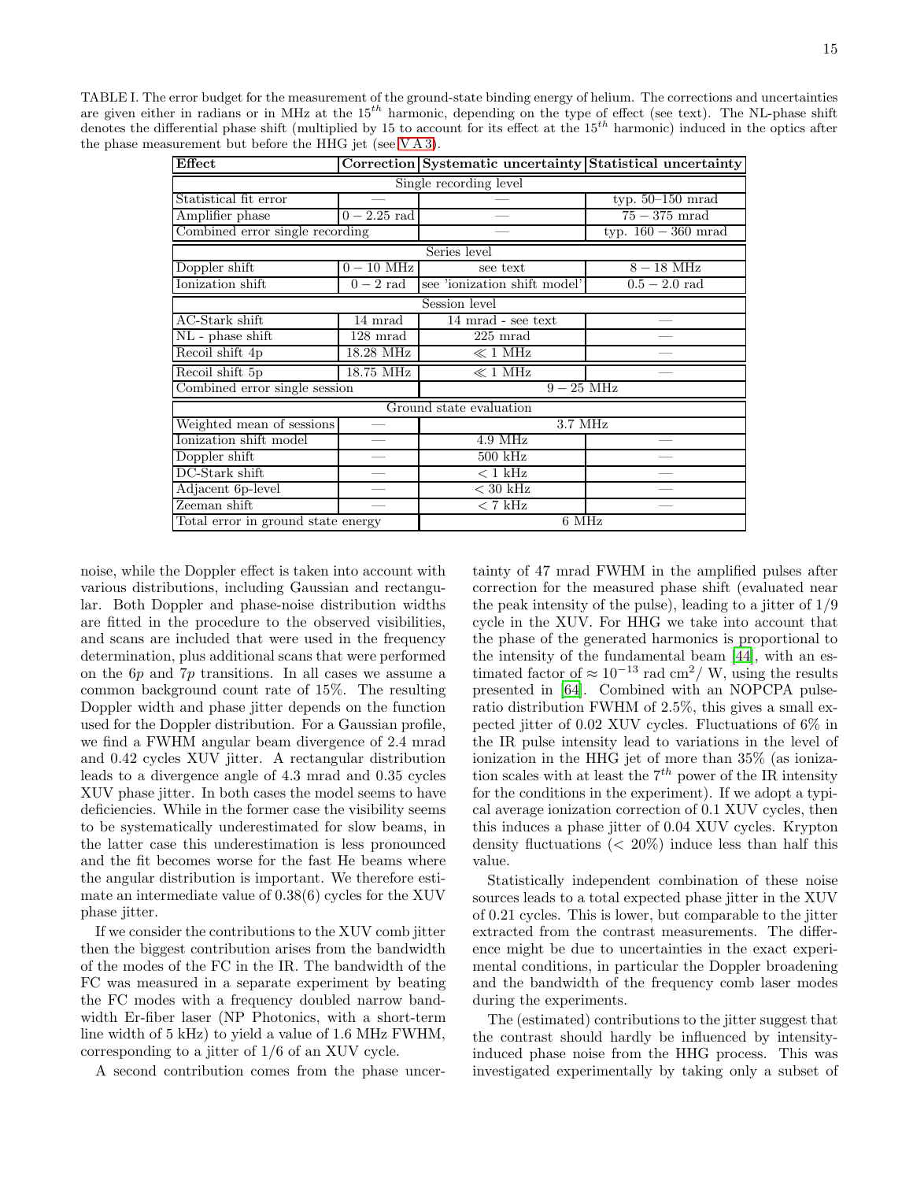TABLE I. The error budget for the measurement of the ground-state binding energy of helium. The corrections and uncertainties are given either in radians or in MHz at the $15^{th}$ harmonic, depending on the type of effect (see text). The NL-phase shift denotes the differential phase shift (multiplied by 15 to account for its effect at the $15^{th}$ harmonic) induced in the optics after the phase measurement but before the HHG jet (see V A 3).

| Effect | Correction | Systematic uncertainty | Statistical uncertainty |
|---|---|---|---|
| Single recording level | | | |
| Statistical fit error | — | — | typ. 50–150 mrad |
| Amplifier phase | $0 - 2.25$ rad | — | $75 - 375$ mrad |
| Combined error single recording | | — | typ. $160 - 360$ mrad |
| Series level | | | |
| Doppler shift | $0 - 10$ MHz | see text | $8 - 18$ MHz |
| Ionization shift | $0 - 2$ rad | see 'ionization shift model' | $0.5 - 2.0$ rad |
| Session level | | | |
| AC-Stark shift | 14 mrad | 14 mrad - see text | — |
| NL - phase shift | 128 mrad | 225 mrad | — |
| Recoil shift 4p | 18.28 MHz | $\ll 1$ MHz | — |
| Recoil shift 5p | 18.75 MHz | $\ll 1$ MHz | — |
| Combined error single session | | $9 - 25$ MHz | |
| Ground state evaluation | | | |
| Weighted mean of sessions | — | 3.7 MHz | |
| Ionization shift model | — | 4.9 MHz | — |
| Doppler shift | — | 500 kHz | — |
| DC-Stark shift | — | $< 1$ kHz | — |
| Adjacent 6p-level | — | $< 30$ kHz | — |
| Zeeman shift | — | $< 7$ kHz | — |
| Total error in ground state energy | | 6 MHz | |

noise, while the Doppler effect is taken into account with various distributions, including Gaussian and rectangular. Both Doppler and phase-noise distribution widths are fitted in the procedure to the observed visibilities, and scans are included that were used in the frequency determination, plus additional scans that were performed on the $6p$ and $7p$ transitions. In all cases we assume a common background count rate of 15%. The resulting Doppler width and phase jitter depends on the function used for the Doppler distribution. For a Gaussian profile, we find a FWHM angular beam divergence of 2.4 mrad and 0.42 cycles XUV jitter. A rectangular distribution leads to a divergence angle of 4.3 mrad and 0.35 cycles XUV phase jitter. In both cases the model seems to have deficiencies. While in the former case the visibility seems to be systematically underestimated for slow beams, in the latter case this underestimation is less pronounced and the fit becomes worse for the fast He beams where the angular distribution is important. We therefore estimate an intermediate value of 0.38(6) cycles for the XUV phase jitter.

If we consider the contributions to the XUV comb jitter then the biggest contribution arises from the bandwidth of the modes of the FC in the IR. The bandwidth of the FC was measured in a separate experiment by beating the FC modes with a frequency doubled narrow bandwidth Er-fiber laser (NP Photonics, with a short-term line width of 5 kHz) to yield a value of 1.6 MHz FWHM, corresponding to a jitter of 1/6 of an XUV cycle.

A second contribution comes from the phase uncertainty of 47 mrad FWHM in the amplified pulses after correction for the measured phase shift (evaluated near the peak intensity of the pulse), leading to a jitter of 1/9 cycle in the XUV. For HHG we take into account that the phase of the generated harmonics is proportional to the intensity of the fundamental beam [44], with an estimated factor of $\approx 10^{-13}$ rad cm$^2$/ W, using the results presented in [64]. Combined with an NOPCPA pulse-ratio distribution FWHM of 2.5%, this gives a small expected jitter of 0.02 XUV cycles. Fluctuations of 6% in the IR pulse intensity lead to variations in the level of ionization in the HHG jet of more than 35% (as ionization scales with at least the $7^{th}$ power of the IR intensity for the conditions in the experiment). If we adopt a typical average ionization correction of 0.1 XUV cycles, then this induces a phase jitter of 0.04 XUV cycles. Krypton density fluctuations ($< 20\%$) induce less than half this value.

Statistically independent combination of these noise sources leads to a total expected phase jitter in the XUV of 0.21 cycles. This is lower, but comparable to the jitter extracted from the contrast measurements. The difference might be due to uncertainties in the exact experimental conditions, in particular the Doppler broadening and the bandwidth of the frequency comb laser modes during the experiments.

The (estimated) contributions to the jitter suggest that the contrast should hardly be influenced by intensity-induced phase noise from the HHG process. This was investigated experimentally by taking only a subset of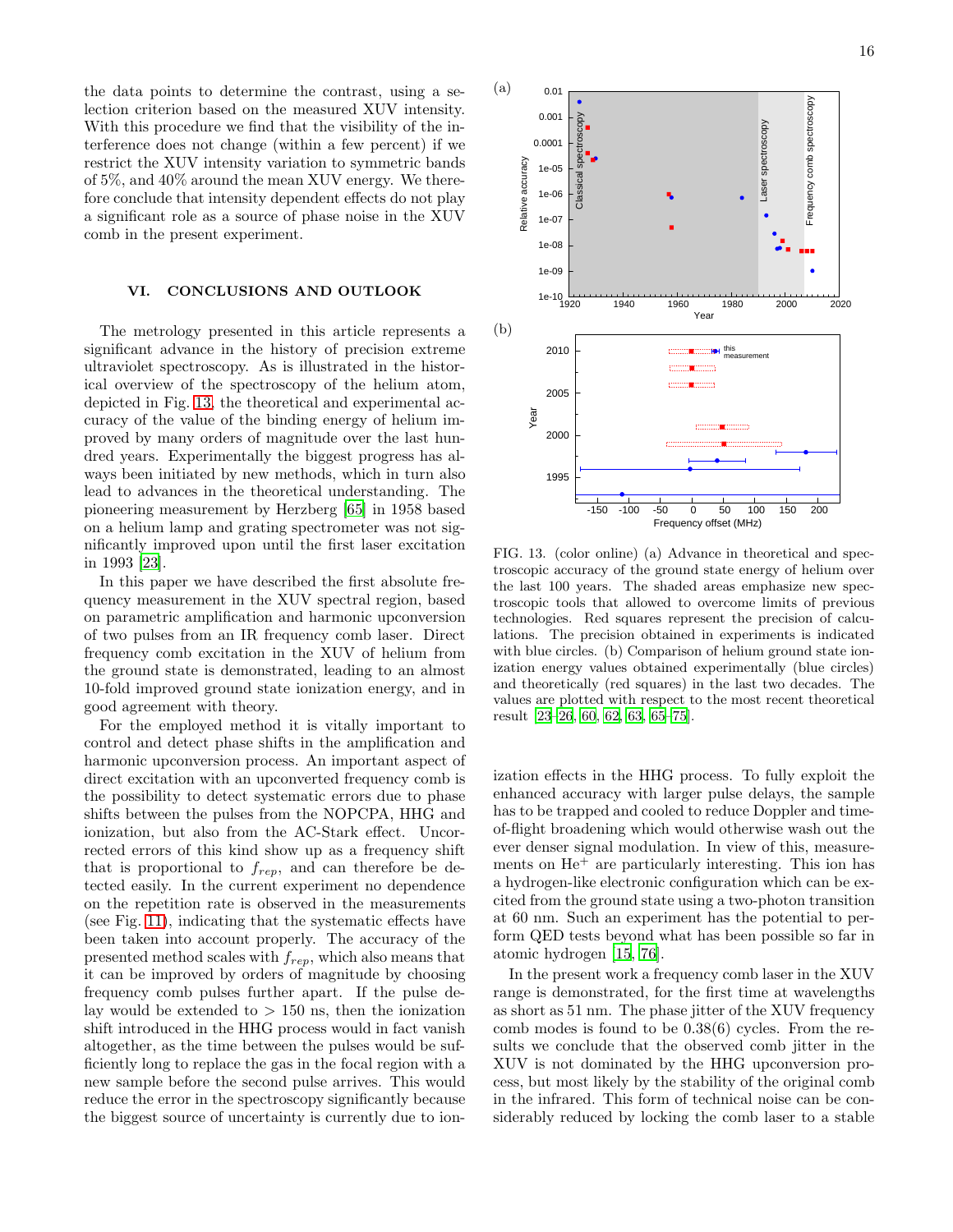the data points to determine the contrast, using a selection criterion based on the measured XUV intensity. With this procedure we find that the visibility of the interference does not change (within a few percent) if we restrict the XUV intensity variation to symmetric bands of 5%, and 40% around the mean XUV energy. We therefore conclude that intensity dependent effects do not play a significant role as a source of phase noise in the XUV comb in the present experiment.

## VI. CONCLUSIONS AND OUTLOOK

The metrology presented in this article represents a significant advance in the history of precision extreme ultraviolet spectroscopy. As is illustrated in the historical overview of the spectroscopy of the helium atom, depicted in Fig. 13, the theoretical and experimental accuracy of the value of the binding energy of helium improved by many orders of magnitude over the last hundred years. Experimentally the biggest progress has always been initiated by new methods, which in turn also lead to advances in the theoretical understanding. The pioneering measurement by Herzberg [65] in 1958 based on a helium lamp and grating spectrometer was not significantly improved upon until the first laser excitation in 1993 [23].

In this paper we have described the first absolute frequency measurement in the XUV spectral region, based on parametric amplification and harmonic upconversion of two pulses from an IR frequency comb laser. Direct frequency comb excitation in the XUV of helium from the ground state is demonstrated, leading to an almost 10-fold improved ground state ionization energy, and in good agreement with theory.

For the employed method it is vitally important to control and detect phase shifts in the amplification and harmonic upconversion process. An important aspect of direct excitation with an upconverted frequency comb is the possibility to detect systematic errors due to phase shifts between the pulses from the NOPCPA, HHG and ionization, but also from the AC-Stark effect. Uncorrected errors of this kind show up as a frequency shift that is proportional to $f_{rep}$, and can therefore be detected easily. In the current experiment no dependence on the repetition rate is observed in the measurements (see Fig. 11), indicating that the systematic effects have been taken into account properly. The accuracy of the presented method scales with $f_{rep}$, which also means that it can be improved by orders of magnitude by choosing frequency comb pulses further apart. If the pulse delay would be extended to > 150 ns, then the ionization shift introduced in the HHG process would in fact vanish altogether, as the time between the pulses would be sufficiently long to replace the gas in the focal region with a new sample before the second pulse arrives. This would reduce the error in the spectroscopy significantly because the biggest source of uncertainty is currently due to ionization effects in the HHG process. To fully exploit the enhanced accuracy with larger pulse delays, the sample has to be trapped and cooled to reduce Doppler and time-of-flight broadening which would otherwise wash out the ever denser signal modulation. In view of this, measurements on $He^+$ are particularly interesting. This ion has a hydrogen-like electronic configuration which can be excited from the ground state using a two-photon transition at 60 nm. Such an experiment has the potential to perform QED tests beyond what has been possible so far in atomic hydrogen [15, 76].

In the present work a frequency comb laser in the XUV range is demonstrated, for the first time at wavelengths as short as 51 nm. The phase jitter of the XUV frequency comb modes is found to be 0.38(6) cycles. From the results we conclude that the observed comb jitter in the XUV is not dominated by the HHG upconversion process, but most likely by the stability of the original comb in the infrared. This form of technical noise can be considerably reduced by locking the comb laser to a stable

(a)
Relative accuracy
0.01
0.001
0.0001
1e-05
1e-06
1e-07
1e-08
1e-09
1e-10
1920 1940 1960 1980 2000 2020
Year
Classical spectroscopy
Laser spectroscopy
Frequency comb spectroscopy

(b)
Year
2010
2005
2000
1995
this measurement
-150 -100 -50 0 50 100 150 200
Frequency offset (MHz)

FIG. 13. (color online) (a) Advance in theoretical and spectroscopic accuracy of the ground state energy of helium over the last 100 years. The shaded areas emphasize new spectroscopic tools that allowed to overcome limits of previous technologies. Red squares represent the precision of calculations. The precision obtained in experiments is indicated with blue circles. (b) Comparison of helium ground state ionization energy values obtained experimentally (blue circles) and theoretically (red squares) in the last two decades. The values are plotted with respect to the most recent theoretical result [23–26, 60, 62, 63, 65–75].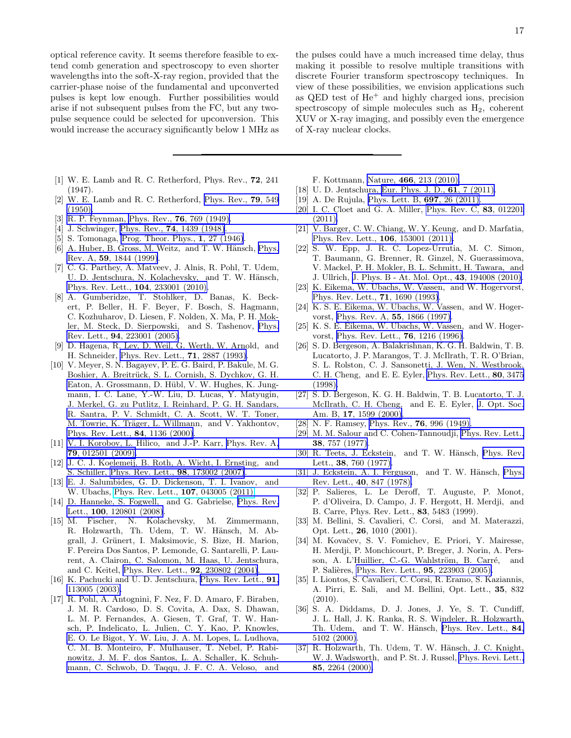optical reference cavity. It seems therefore feasible to extend comb generation and spectroscopy to even shorter wavelengths into the soft-X-ray region, provided that the carrier-phase noise of the fundamental and upconverted pulses is kept low enough. Further possibilities would arise if not subsequent pulses from the FC, but any two-pulse sequence could be selected for upconversion. This would increase the accuracy significantly below 1 MHz as the pulses could have a much increased time delay, thus making it possible to resolve multiple transitions with discrete Fourier transform spectroscopy techniques. In view of these possibilities, we envision applications such as QED test of $He^+$ and highly charged ions, precision spectroscopy of simple molecules such as $H_2$, coherent XUV or X-ray imaging, and possibly even the emergence of X-ray nuclear clocks.

---

[1] W. E. Lamb and R. C. Retherford, Phys. Rev., **72**, 241 (1947).

[2] W. E. Lamb and R. C. Retherford, Phys. Rev., **79**, 549 (1950).

[3] R. P. Feynman, Phys. Rev., **76**, 769 (1949).

[4] J. Schwinger, Phys. Rev., **74**, 1439 (1948).

[5] S. Tomonaga, Prog. Theor. Phys., **1**, 27 (1946).

[6] A. Huber, B. Gross, M. Weitz, and T. W. Hänsch, Phys. Rev. A, **59**, 1844 (1999).

[7] C. G. Parthey, A. Matveev, J. Alnis, R. Pohl, T. Udem, U. D. Jentschura, N. Kolachevsky, and T. W. Hänsch, Phys. Rev. Lett., **104**, 233001 (2010).

[8] A. Gumberidze, T. Stohlker, D. Banas, K. Beckert, P. Beller, H. F. Beyer, F. Bosch, S. Hagmann, C. Kozhuharov, D. Liesen, F. Nolden, X. Ma, P. H. Mokler, M. Steck, D. Sierpowski, and S. Tashenov, Phys. Rev. Lett., **94**, 223001 (2005).

[9] D. Hagena, R. Ley, D. Weil, G. Werth, W. Arnold, and H. Schneider, Phys. Rev. Lett., **71**, 2887 (1993).

[10] V. Meyer, S. N. Bagayev, P. E. G. Baird, P. Bakule, M. G. Boshier, A. Breitrück, S. L. Cornish, S. Dychkov, G. H. Eaton, A. Grossmann, D. Hübl, V. W. Hughes, K. Jungmann, I. C. Lane, Y.-W. Liu, D. Lucas, Y. Matyugin, J. Merkel, G. zu Putlitz, I. Reinhard, P. G. H. Sandars, R. Santra, P. V. Schmidt, C. A. Scott, W. T. Toner, M. Towrie, K. Träger, L. Willmann, and V. Yakhontov, Phys. Rev. Lett., **84**, 1136 (2000).

[11] V. I. Korobov, L. Hilico, and J.-P. Karr, Phys. Rev. A, **79**, 012501 (2009).

[12] J. C. J. Koelemeij, B. Roth, A. Wicht, I. Ernsting, and S. Schiller, Phys. Rev. Lett., **98**, 173002 (2007).

[13] E. J. Salumbides, G. D. Dickenson, T. I. Ivanov, and W. Ubachs, Phys. Rev. Lett., **107**, 043005 (2011).

[14] D. Hanneke, S. Fogwell, and G. Gabrielse, Phys. Rev. Lett., **100**, 120801 (2008).

[15] M. Fischer, N. Kolachevsky, M. Zimmermann, R. Holzwarth, Th. Udem, T. W. Hänsch, M. Abgrall, J. Grünert, I. Maksimovic, S. Bize, H. Marion, F. Pereira Dos Santos, P. Lemonde, G. Santarelli, P. Laurent, A. Clairon, C. Salomon, M. Haas, U. Jentschura, and C. Keitel, Phys. Rev. Lett., **92**, 230802 (2004).

[16] K. Pachucki and U. D. Jentschura, Phys. Rev. Lett., **91**, 113005 (2003).

[17] R. Pohl, A. Antognini, F. Nez, F. D. Amaro, F. Biraben, J. M. R. Cardoso, D. S. Covita, A. Dax, S. Dhawan, L. M. P. Fernandes, A. Giesen, T. Graf, T. W. Hansch, P. Indelicato, L. Julien, C. Y. Kao, P. Knowles, E. O. Le Bigot, Y. W. Liu, J. A. M. Lopes, L. Ludhova, C. M. B. Monteiro, F. Mulhauser, T. Nebel, P. Rabinowitz, J. M. F. dos Santos, L. A. Schaller, K. Schuhmann, C. Schwob, D. Taqqu, J. F. C. A. Veloso, and F. Kottmann, Nature, **466**, 213 (2010).

[18] U. D. Jentschura, Eur. Phys. J. D., **61**, 7 (2011).

[19] A. De Rujula, Phys. Lett. B, **697**, 26 (2011).

[20] I. C. Cloet and G. A. Miller, Phys. Rev. C, **83**, 012201 (2011).

[21] V. Barger, C. W. Chiang, W. Y. Keung, and D. Marfatia, Phys. Rev. Lett., **106**, 153001 (2011).

[22] S. W. Epp, J. R. C. Lopez-Urrutia, M. C. Simon, T. Baumann, G. Brenner, R. Ginzel, N. Guerassimova, V. Mackel, P. H. Mokler, B. L. Schmitt, H. Tawara, and J. Ullrich, J. Phys. B - At. Mol. Opt., **43**, 194008 (2010).

[23] K. Eikema, W. Ubachs, W. Vassen, and W. Hogervorst, Phys. Rev. Lett., **71**, 1690 (1993).

[24] K. S. E. Eikema, W. Ubachs, W. Vassen, and W. Hogervorst, Phys. Rev. A, **55**, 1866 (1997).

[25] K. S. E. Eikema, W. Ubachs, W. Vassen, and W. Hogervorst, Phys. Rev. Lett., **76**, 1216 (1996).

[26] S. D. Bergeson, A. Balakrishnan, K. G. H. Baldwin, T. B. Lucatorto, J. P. Marangos, T. J. McIlrath, T. R. O'Brian, S. L. Rolston, C. J. Sansonetti, J. Wen, N. Westbrook, C. H. Cheng, and E. E. Eyler, Phys. Rev. Lett., **80**, 3475 (1998).

[27] S. D. Bergeson, K. G. H. Baldwin, T. B. Lucatorto, T. J. McIlrath, C. H. Cheng, and E. E. Eyler, J. Opt. Soc. Am. B, **17**, 1599 (2000).

[28] N. F. Ramsey, Phys. Rev., **76**, 996 (1949).

[29] M. M. Salour and C. Cohen-Tannoudji, Phys. Rev. Lett., **38**, 757 (1977).

[30] R. Teets, J. Eckstein, and T. W. Hänsch, Phys. Rev. Lett., **38**, 760 (1977).

[31] J. Eckstein, A. I. Ferguson, and T. W. Hänsch, Phys. Rev. Lett., **40**, 847 (1978).

[32] P. Salieres, L. Le Deroff, T. Auguste, P. Monot, P. d'Oliveira, D. Campo, J. F. Hergott, H. Merdji, and B. Carre, Phys. Rev. Lett., **83**, 5483 (1999).

[33] M. Bellini, S. Cavalieri, C. Corsi, and M. Materazzi, Opt. Lett., **26**, 1010 (2001).

[34] M. Kovačev, S. V. Fomichev, E. Priori, Y. Mairesse, H. Merdji, P. Monchicourt, P. Breger, J. Norin, A. Persson, A. L'Huillier, C.-G. Wahlström, B. Carré, and P. Salières, Phys. Rev. Lett., **95**, 223903 (2005).

[35] I. Liontos, S. Cavalieri, C. Corsi, R. Eramo, S. Kaziannis, A. Pirri, E. Sali, and M. Bellini, Opt. Lett., **35**, 832 (2010).

[36] S. A. Diddams, D. J. Jones, J. Ye, S. T. Cundiff, J. L. Hall, J. K. Ranka, R. S. Windeler, R. Holzwarth, Th. Udem, and T. W. Hänsch, Phys. Rev. Lett., **84**, 5102 (2000).

[37] R. Holzwarth, Th. Udem, T. W. Hänsch, J. C. Knight, W. J. Wadsworth, and P. St. J. Russel, Phys. Revi. Lett., **85**, 2264 (2000).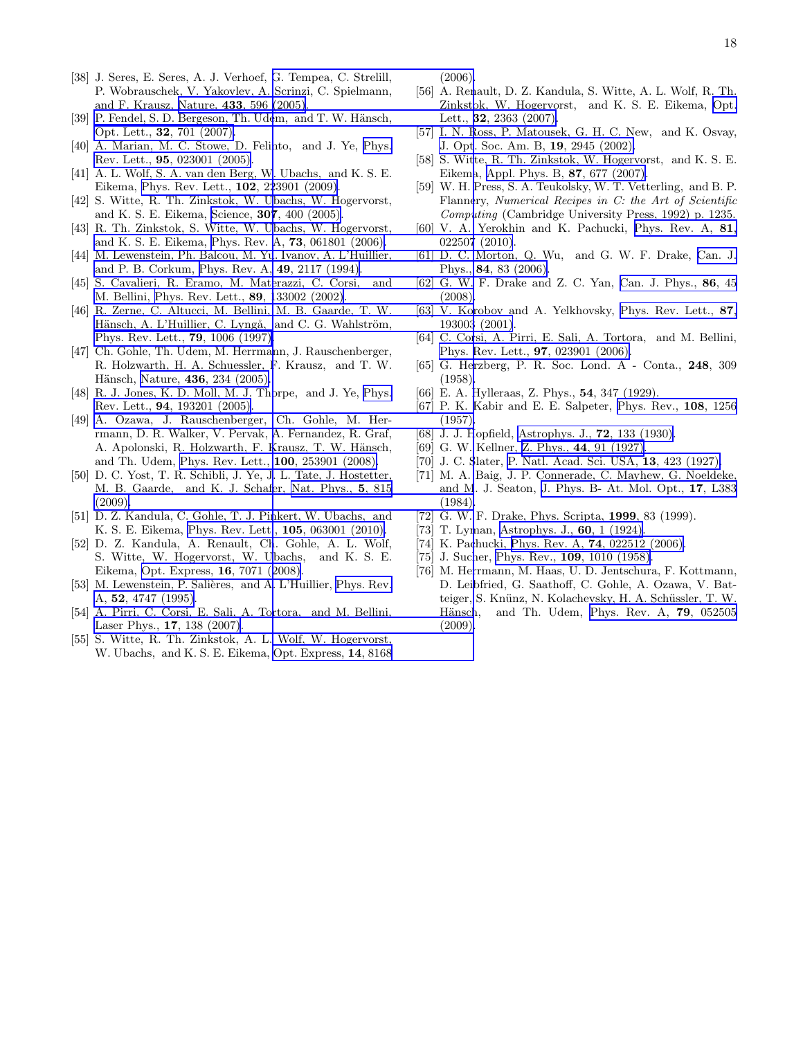[38] J. Seres, E. Seres, A. J. Verhoef, G. Tempea, C. Strelill, P. Wobrauschek, V. Yakovlev, A. Scrinzi, C. Spielmann, and F. Krausz, Nature, **433**, 596 (2005).

[39] P. Fendel, S. D. Bergeson, Th. Udem, and T. W. Hänsch, Opt. Lett., **32**, 701 (2007).

[40] A. Marian, M. C. Stowe, D. Felinto, and J. Ye, Phys. Rev. Lett., **95**, 023001 (2005).

[41] A. L. Wolf, S. A. van den Berg, W. Ubachs, and K. S. E. Eikema, Phys. Rev. Lett., **102**, 223901 (2009).

[42] S. Witte, R. Th. Zinkstok, W. Ubachs, W. Hogervorst, and K. S. E. Eikema, Science, **307**, 400 (2005).

[43] R. Th. Zinkstok, S. Witte, W. Ubachs, W. Hogervorst, and K. S. E. Eikema, Phys. Rev. A, **73**, 061801 (2006).

[44] M. Lewenstein, Ph. Balcou, M. Yu. Ivanov, A. L'Huillier, and P. B. Corkum, Phys. Rev. A, **49**, 2117 (1994).

[45] S. Cavalieri, R. Eramo, M. Materazzi, C. Corsi, and M. Bellini, Phys. Rev. Lett., **89**, 133002 (2002).

[46] R. Zerne, C. Altucci, M. Bellini, M. B. Gaarde, T. W. Hänsch, A. L'Huillier, C. Lyngå, and C. G. Wahlström, Phys. Rev. Lett., **79**, 1006 (1997).

[47] Ch. Gohle, Th. Udem, M. Herrmann, J. Rauschenberger, R. Holzwarth, H. A. Schuessler, F. Krausz, and T. W. Hänsch, Nature, **436**, 234 (2005).

[48] R. J. Jones, K. D. Moll, M. J. Thorpe, and J. Ye, Phys. Rev. Lett., **94**, 193201 (2005).

[49] A. Ozawa, J. Rauschenberger, Ch. Gohle, M. Herrmann, D. R. Walker, V. Pervak, A. Fernandez, R. Graf, A. Apolonski, R. Holzwarth, F. Krausz, T. W. Hänsch, and Th. Udem, Phys. Rev. Lett., **100**, 253901 (2008).

[50] D. C. Yost, T. R. Schibli, J. Ye, J. L. Tate, J. Hostetter, M. B. Gaarde, and K. J. Schafer, Nat. Phys., **5**, 815 (2009).

[51] D. Z. Kandula, C. Gohle, T. J. Pinkert, W. Ubachs, and K. S. E. Eikema, Phys. Rev. Lett., **105**, 063001 (2010).

[52] D. Z. Kandula, A. Renault, Ch. Gohle, A. L. Wolf, S. Witte, W. Hogervorst, W. Ubachs, and K. S. E. Eikema, Opt. Express, **16**, 7071 (2008).

[53] M. Lewenstein, P. Salières, and A. L'Huillier, Phys. Rev. A, **52**, 4747 (1995).

[54] A. Pirri, C. Corsi, E. Sali, A. Tortora, and M. Bellini, Laser Phys., **17**, 138 (2007).

[55] S. Witte, R. Th. Zinkstok, A. L. Wolf, W. Hogervorst, W. Ubachs, and K. S. E. Eikema, Opt. Express, **14**, 8168 (2006).

[56] A. Renault, D. Z. Kandula, S. Witte, A. L. Wolf, R. Th. Zinkstok, W. Hogervorst, and K. S. E. Eikema, Opt. Lett., **32**, 2363 (2007).

[57] I. N. Ross, P. Matousek, G. H. C. New, and K. Osvay, J. Opt. Soc. Am. B, **19**, 2945 (2002).

[58] S. Witte, R. Th. Zinkstok, W. Hogervorst, and K. S. E. Eikema, Appl. Phys. B, **87**, 677 (2007).

[59] W. H. Press, S. A. Teukolsky, W. T. Vetterling, and B. P. Flannery, *Numerical Recipes in C: the Art of Scientific Computing* (Cambridge University Press, 1992) p. 1235.

[60] V. A. Yerokhin and K. Pachucki, Phys. Rev. A, **81**, 022507 (2010).

[61] D. C. Morton, Q. Wu, and G. W. F. Drake, Can. J. Phys., **84**, 83 (2006).

[62] G. W. F. Drake and Z. C. Yan, Can. J. Phys., **86**, 45 (2008).

[63] V. Korobov and A. Yelkhovsky, Phys. Rev. Lett., **87**, 193003 (2001).

[64] C. Corsi, A. Pirri, E. Sali, A. Tortora, and M. Bellini, Phys. Rev. Lett., **97**, 023901 (2006).

[65] G. Herzberg, P. R. Soc. Lond. A - Conta., **248**, 309 (1958).

[66] E. A. Hylleraas, Z. Phys., **54**, 347 (1929).

[67] P. K. Kabir and E. E. Salpeter, Phys. Rev., **108**, 1256 (1957).

[68] J. J. Hopfield, Astrophys. J., **72**, 133 (1930).

[69] G. W. Kellner, Z. Phys., **44**, 91 (1927).

[70] J. C. Slater, P. Natl. Acad. Sci. USA, **13**, 423 (1927).

[71] M. A. Baig, J. P. Connerade, C. Mayhew, G. Noeldeke, and M. J. Seaton, J. Phys. B- At. Mol. Opt., **17**, L383 (1984).

[72] G. W. F. Drake, Phys. Scripta, **1999**, 83 (1999).

[73] T. Lyman, Astrophys. J., **60**, 1 (1924).

[74] K. Pachucki, Phys. Rev. A, **74**, 022512 (2006).

[75] J. Sucher, Phys. Rev., **109**, 1010 (1958).

[76] M. Herrmann, M. Haas, U. D. Jentschura, F. Kottmann, D. Leibfried, G. Saathoff, C. Gohle, A. Ozawa, V. Batteiger, S. Knünz, N. Kolachevsky, H. A. Schüssler, T. W. Hänsch, and Th. Udem, Phys. Rev. A, **79**, 052505 (2009).